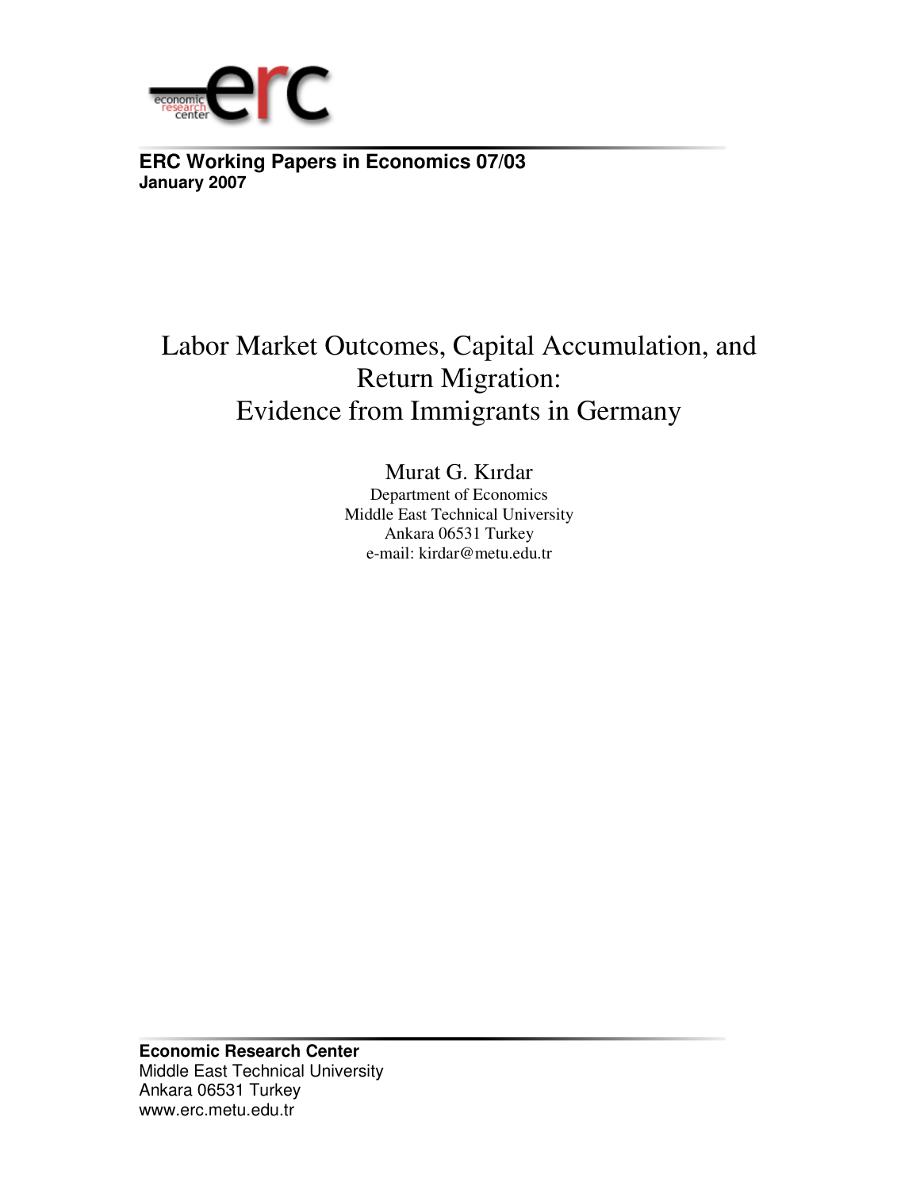**ERC Working Papers in Economics 07/03**
**January 2007**

# Labor Market Outcomes, Capital Accumulation, and Return Migration: Evidence from Immigrants in Germany

Murat G. Kırdar
Department of Economics
Middle East Technical University
Ankara 06531 Turkey
e-mail: kirdar@metu.edu.tr

**Economic Research Center**
Middle East Technical University
Ankara 06531 Turkey
www.erc.metu.edu.tr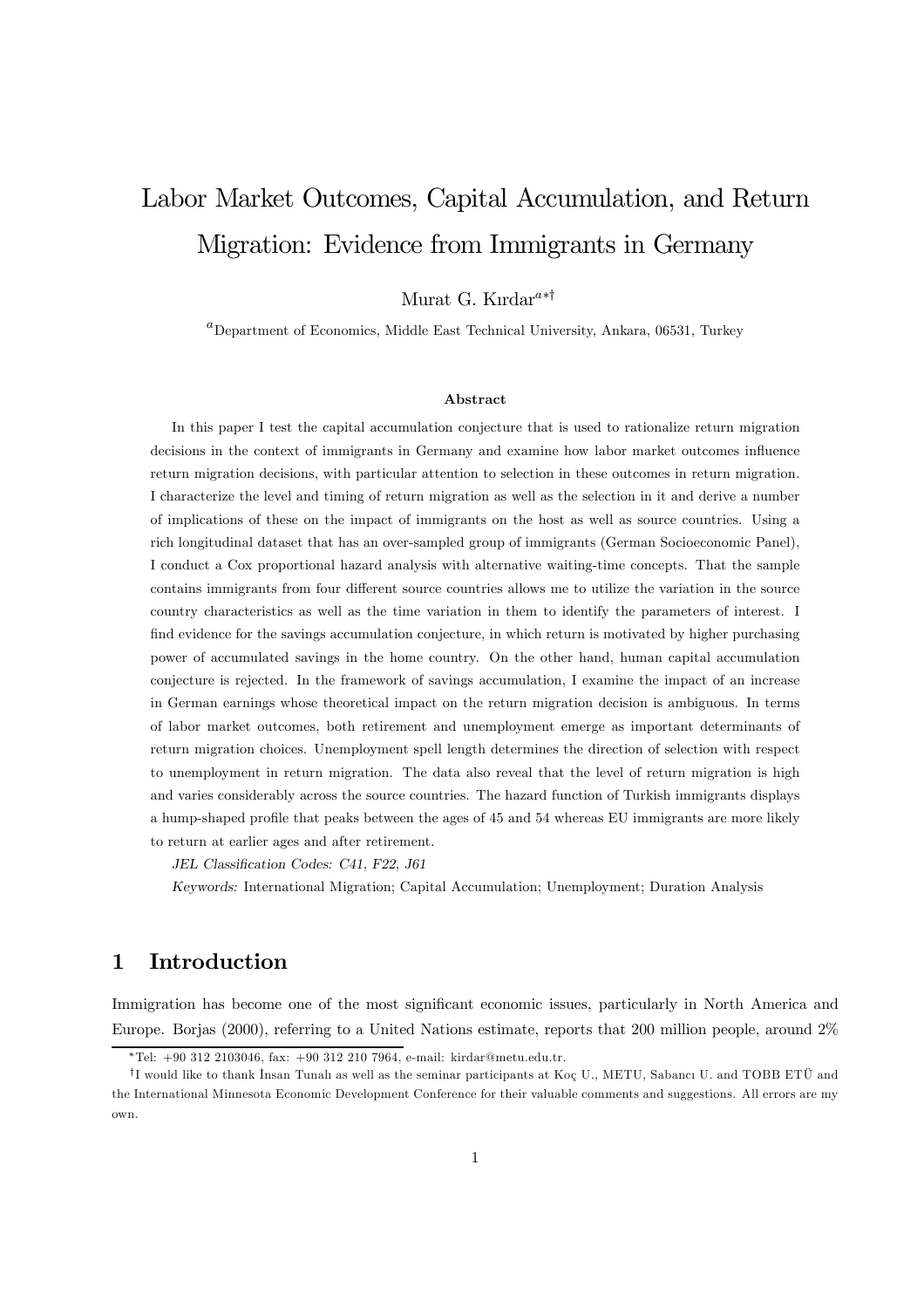# Labor Market Outcomes, Capital Accumulation, and Return Migration: Evidence from Immigrants in Germany

Murat G. Kırdar[a*†]

[a]Department of Economics, Middle East Technical University, Ankara, 06531, Turkey

### Abstract

In this paper I test the capital accumulation conjecture that is used to rationalize return migration decisions in the context of immigrants in Germany and examine how labor market outcomes influence return migration decisions, with particular attention to selection in these outcomes in return migration. I characterize the level and timing of return migration as well as the selection in it and derive a number of implications of these on the impact of immigrants on the host as well as source countries. Using a rich longitudinal dataset that has an over-sampled group of immigrants (German Socioeconomic Panel), I conduct a Cox proportional hazard analysis with alternative waiting-time concepts. That the sample contains immigrants from four different source countries allows me to utilize the variation in the source country characteristics as well as the time variation in them to identify the parameters of interest. I find evidence for the savings accumulation conjecture, in which return is motivated by higher purchasing power of accumulated savings in the home country. On the other hand, human capital accumulation conjecture is rejected. In the framework of savings accumulation, I examine the impact of an increase in German earnings whose theoretical impact on the return migration decision is ambiguous. In terms of labor market outcomes, both retirement and unemployment emerge as important determinants of return migration choices. Unemployment spell length determines the direction of selection with respect to unemployment in return migration. The data also reveal that the level of return migration is high and varies considerably across the source countries. The hazard function of Turkish immigrants displays a hump-shaped profile that peaks between the ages of 45 and 54 whereas EU immigrants are more likely to return at earlier ages and after retirement.

*JEL Classification Codes: C41, F22, J61*

*Keywords:* International Migration; Capital Accumulation; Unemployment; Duration Analysis

## 1 Introduction

Immigration has become one of the most significant economic issues, particularly in North America and Europe. Borjas (2000), referring to a United Nations estimate, reports that 200 million people, around 2%

*Tel: +90 312 2103046, fax: +90 312 210 7964, e-mail: kirdar@metu.edu.tr.

†I would like to thank İnsan Tunalı as well as the seminar participants at Koç U., METU, Sabancı U. and TOBB ETÜ and the International Minnesota Economic Development Conference for their valuable comments and suggestions. All errors are my own.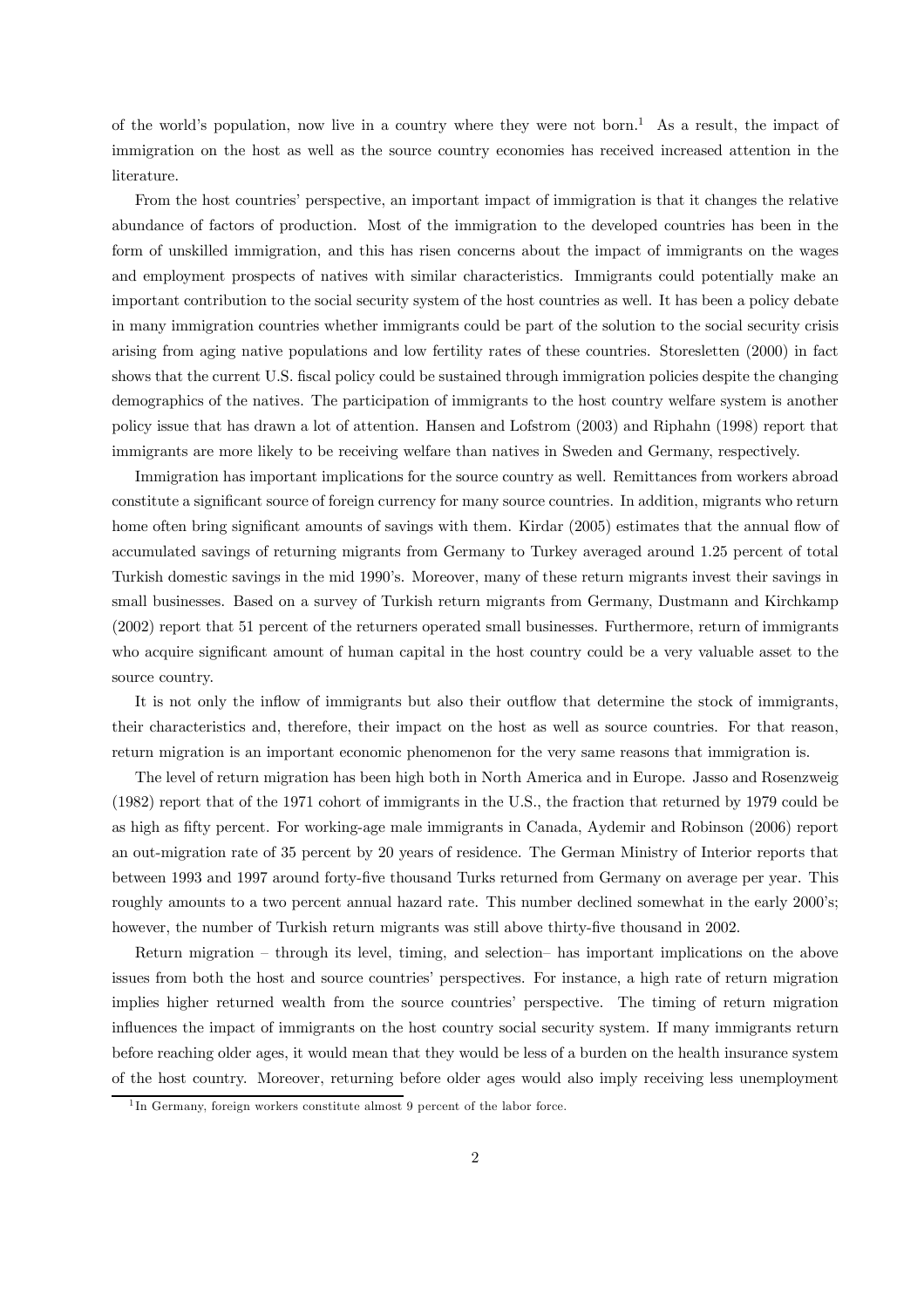of the world's population, now live in a country where they were not born.[1] As a result, the impact of immigration on the host as well as the source country economies has received increased attention in the literature.

From the host countries' perspective, an important impact of immigration is that it changes the relative abundance of factors of production. Most of the immigration to the developed countries has been in the form of unskilled immigration, and this has risen concerns about the impact of immigrants on the wages and employment prospects of natives with similar characteristics. Immigrants could potentially make an important contribution to the social security system of the host countries as well. It has been a policy debate in many immigration countries whether immigrants could be part of the solution to the social security crisis arising from aging native populations and low fertility rates of these countries. Storesletten (2000) in fact shows that the current U.S. fiscal policy could be sustained through immigration policies despite the changing demographics of the natives. The participation of immigrants to the host country welfare system is another policy issue that has drawn a lot of attention. Hansen and Lofstrom (2003) and Riphahn (1998) report that immigrants are more likely to be receiving welfare than natives in Sweden and Germany, respectively.

Immigration has important implications for the source country as well. Remittances from workers abroad constitute a significant source of foreign currency for many source countries. In addition, migrants who return home often bring significant amounts of savings with them. Kirdar (2005) estimates that the annual flow of accumulated savings of returning migrants from Germany to Turkey averaged around 1.25 percent of total Turkish domestic savings in the mid 1990's. Moreover, many of these return migrants invest their savings in small businesses. Based on a survey of Turkish return migrants from Germany, Dustmann and Kirchkamp (2002) report that 51 percent of the returners operated small businesses. Furthermore, return of immigrants who acquire significant amount of human capital in the host country could be a very valuable asset to the source country.

It is not only the inflow of immigrants but also their outflow that determine the stock of immigrants, their characteristics and, therefore, their impact on the host as well as source countries. For that reason, return migration is an important economic phenomenon for the very same reasons that immigration is.

The level of return migration has been high both in North America and in Europe. Jasso and Rosenzweig (1982) report that of the 1971 cohort of immigrants in the U.S., the fraction that returned by 1979 could be as high as fifty percent. For working-age male immigrants in Canada, Aydemir and Robinson (2006) report an out-migration rate of 35 percent by 20 years of residence. The German Ministry of Interior reports that between 1993 and 1997 around forty-five thousand Turks returned from Germany on average per year. This roughly amounts to a two percent annual hazard rate. This number declined somewhat in the early 2000's; however, the number of Turkish return migrants was still above thirty-five thousand in 2002.

Return migration – through its level, timing, and selection– has important implications on the above issues from both the host and source countries' perspectives. For instance, a high rate of return migration implies higher returned wealth from the source countries' perspective. The timing of return migration influences the impact of immigrants on the host country social security system. If many immigrants return before reaching older ages, it would mean that they would be less of a burden on the health insurance system of the host country. Moreover, returning before older ages would also imply receiving less unemployment

[1] In Germany, foreign workers constitute almost 9 percent of the labor force.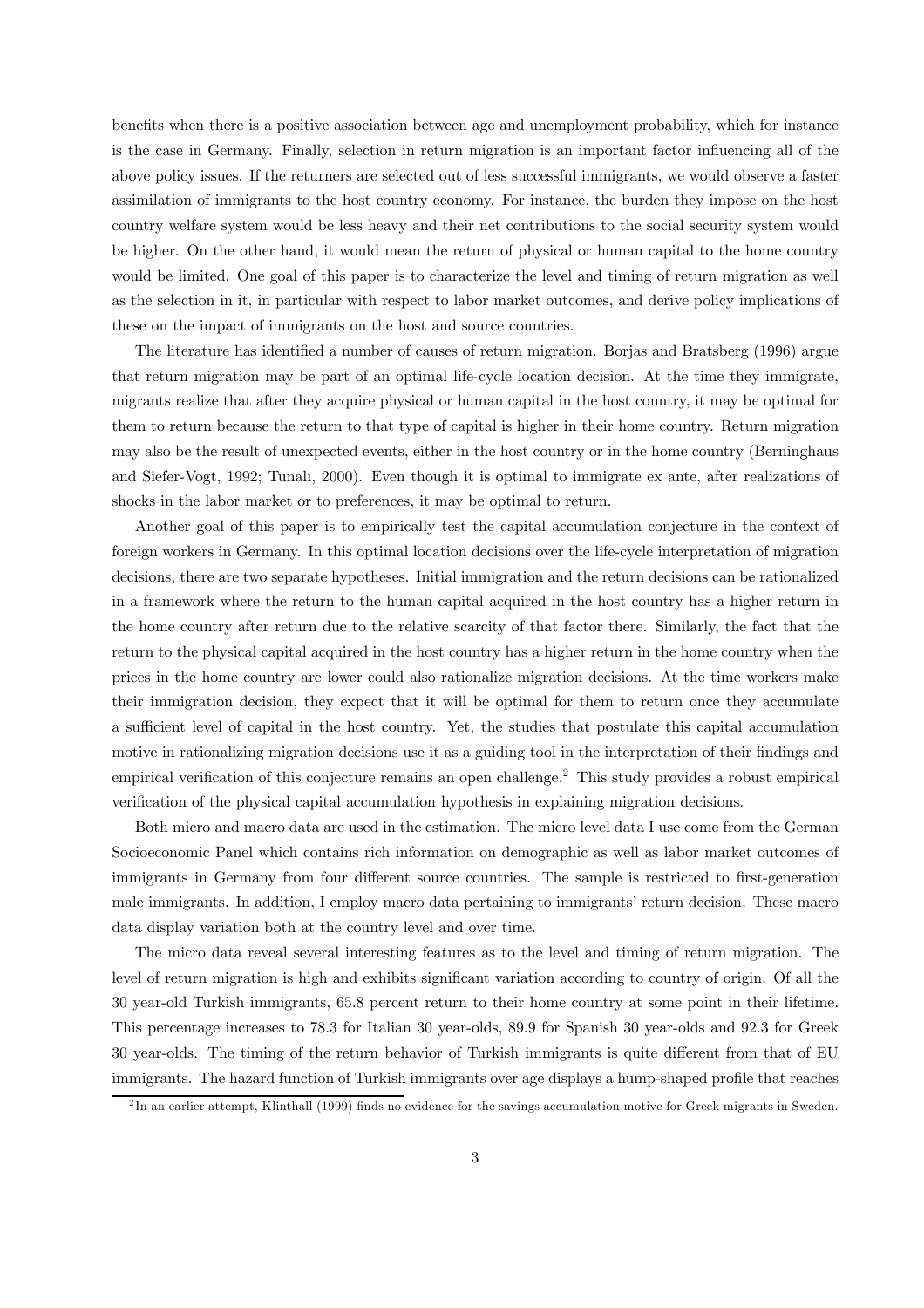benefits when there is a positive association between age and unemployment probability, which for instance is the case in Germany. Finally, selection in return migration is an important factor influencing all of the above policy issues. If the returners are selected out of less successful immigrants, we would observe a faster assimilation of immigrants to the host country economy. For instance, the burden they impose on the host country welfare system would be less heavy and their net contributions to the social security system would be higher. On the other hand, it would mean the return of physical or human capital to the home country would be limited. One goal of this paper is to characterize the level and timing of return migration as well as the selection in it, in particular with respect to labor market outcomes, and derive policy implications of these on the impact of immigrants on the host and source countries.

The literature has identified a number of causes of return migration. Borjas and Bratsberg (1996) argue that return migration may be part of an optimal life-cycle location decision. At the time they immigrate, migrants realize that after they acquire physical or human capital in the host country, it may be optimal for them to return because the return to that type of capital is higher in their home country. Return migration may also be the result of unexpected events, either in the host country or in the home country (Berninghaus and Siefer-Vogt, 1992; Tunalı, 2000). Even though it is optimal to immigrate ex ante, after realizations of shocks in the labor market or to preferences, it may be optimal to return.

Another goal of this paper is to empirically test the capital accumulation conjecture in the context of foreign workers in Germany. In this optimal location decisions over the life-cycle interpretation of migration decisions, there are two separate hypotheses. Initial immigration and the return decisions can be rationalized in a framework where the return to the human capital acquired in the host country has a higher return in the home country after return due to the relative scarcity of that factor there. Similarly, the fact that the return to the physical capital acquired in the host country has a higher return in the home country when the prices in the home country are lower could also rationalize migration decisions. At the time workers make their immigration decision, they expect that it will be optimal for them to return once they accumulate a sufficient level of capital in the host country. Yet, the studies that postulate this capital accumulation motive in rationalizing migration decisions use it as a guiding tool in the interpretation of their findings and empirical verification of this conjecture remains an open challenge.[2] This study provides a robust empirical verification of the physical capital accumulation hypothesis in explaining migration decisions.

Both micro and macro data are used in the estimation. The micro level data I use come from the German Socioeconomic Panel which contains rich information on demographic as well as labor market outcomes of immigrants in Germany from four different source countries. The sample is restricted to first-generation male immigrants. In addition, I employ macro data pertaining to immigrants' return decision. These macro data display variation both at the country level and over time.

The micro data reveal several interesting features as to the level and timing of return migration. The level of return migration is high and exhibits significant variation according to country of origin. Of all the 30 year-old Turkish immigrants, 65.8 percent return to their home country at some point in their lifetime. This percentage increases to 78.3 for Italian 30 year-olds, 89.9 for Spanish 30 year-olds and 92.3 for Greek 30 year-olds. The timing of the return behavior of Turkish immigrants is quite different from that of EU immigrants. The hazard function of Turkish immigrants over age displays a hump-shaped profile that reaches

[2] In an earlier attempt, Klinthall (1999) finds no evidence for the savings accumulation motive for Greek migrants in Sweden.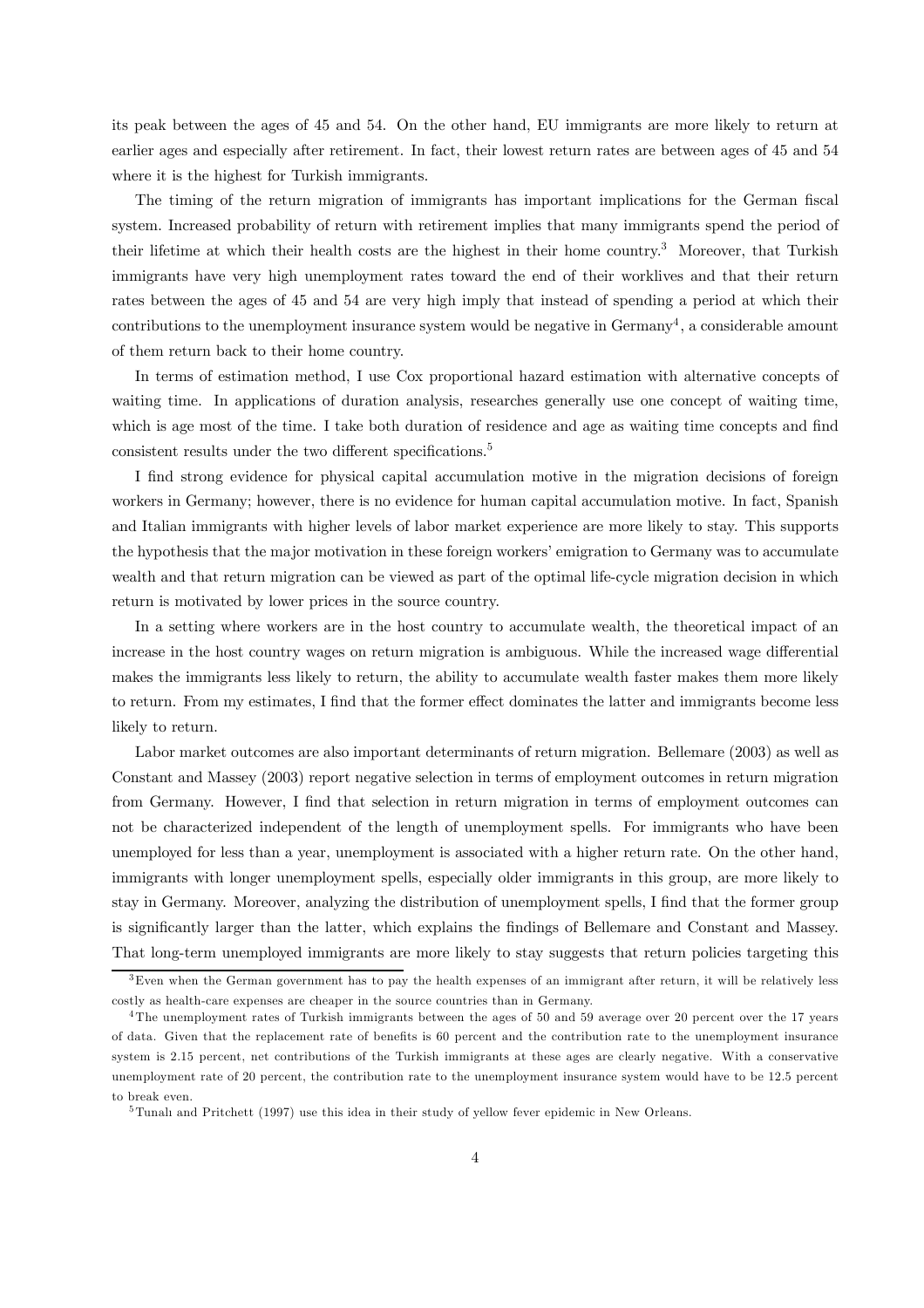its peak between the ages of 45 and 54. On the other hand, EU immigrants are more likely to return at earlier ages and especially after retirement. In fact, their lowest return rates are between ages of 45 and 54 where it is the highest for Turkish immigrants.

The timing of the return migration of immigrants has important implications for the German fiscal system. Increased probability of return with retirement implies that many immigrants spend the period of their lifetime at which their health costs are the highest in their home country.[3] Moreover, that Turkish immigrants have very high unemployment rates toward the end of their worklives and that their return rates between the ages of 45 and 54 are very high imply that instead of spending a period at which their contributions to the unemployment insurance system would be negative in Germany[4], a considerable amount of them return back to their home country.

In terms of estimation method, I use Cox proportional hazard estimation with alternative concepts of waiting time. In applications of duration analysis, researches generally use one concept of waiting time, which is age most of the time. I take both duration of residence and age as waiting time concepts and find consistent results under the two different specifications.[5]

I find strong evidence for physical capital accumulation motive in the migration decisions of foreign workers in Germany; however, there is no evidence for human capital accumulation motive. In fact, Spanish and Italian immigrants with higher levels of labor market experience are more likely to stay. This supports the hypothesis that the major motivation in these foreign workers' emigration to Germany was to accumulate wealth and that return migration can be viewed as part of the optimal life-cycle migration decision in which return is motivated by lower prices in the source country.

In a setting where workers are in the host country to accumulate wealth, the theoretical impact of an increase in the host country wages on return migration is ambiguous. While the increased wage differential makes the immigrants less likely to return, the ability to accumulate wealth faster makes them more likely to return. From my estimates, I find that the former effect dominates the latter and immigrants become less likely to return.

Labor market outcomes are also important determinants of return migration. Bellemare (2003) as well as Constant and Massey (2003) report negative selection in terms of employment outcomes in return migration from Germany. However, I find that selection in return migration in terms of employment outcomes can not be characterized independent of the length of unemployment spells. For immigrants who have been unemployed for less than a year, unemployment is associated with a higher return rate. On the other hand, immigrants with longer unemployment spells, especially older immigrants in this group, are more likely to stay in Germany. Moreover, analyzing the distribution of unemployment spells, I find that the former group is significantly larger than the latter, which explains the findings of Bellemare and Constant and Massey. That long-term unemployed immigrants are more likely to stay suggests that return policies targeting this

[3] Even when the German government has to pay the health expenses of an immigrant after return, it will be relatively less costly as health-care expenses are cheaper in the source countries than in Germany.

[4] The unemployment rates of Turkish immigrants between the ages of 50 and 59 average over 20 percent over the 17 years of data. Given that the replacement rate of benefits is 60 percent and the contribution rate to the unemployment insurance system is 2.15 percent, net contributions of the Turkish immigrants at these ages are clearly negative. With a conservative unemployment rate of 20 percent, the contribution rate to the unemployment insurance system would have to be 12.5 percent to break even.

[5] Tunalı and Pritchett (1997) use this idea in their study of yellow fever epidemic in New Orleans.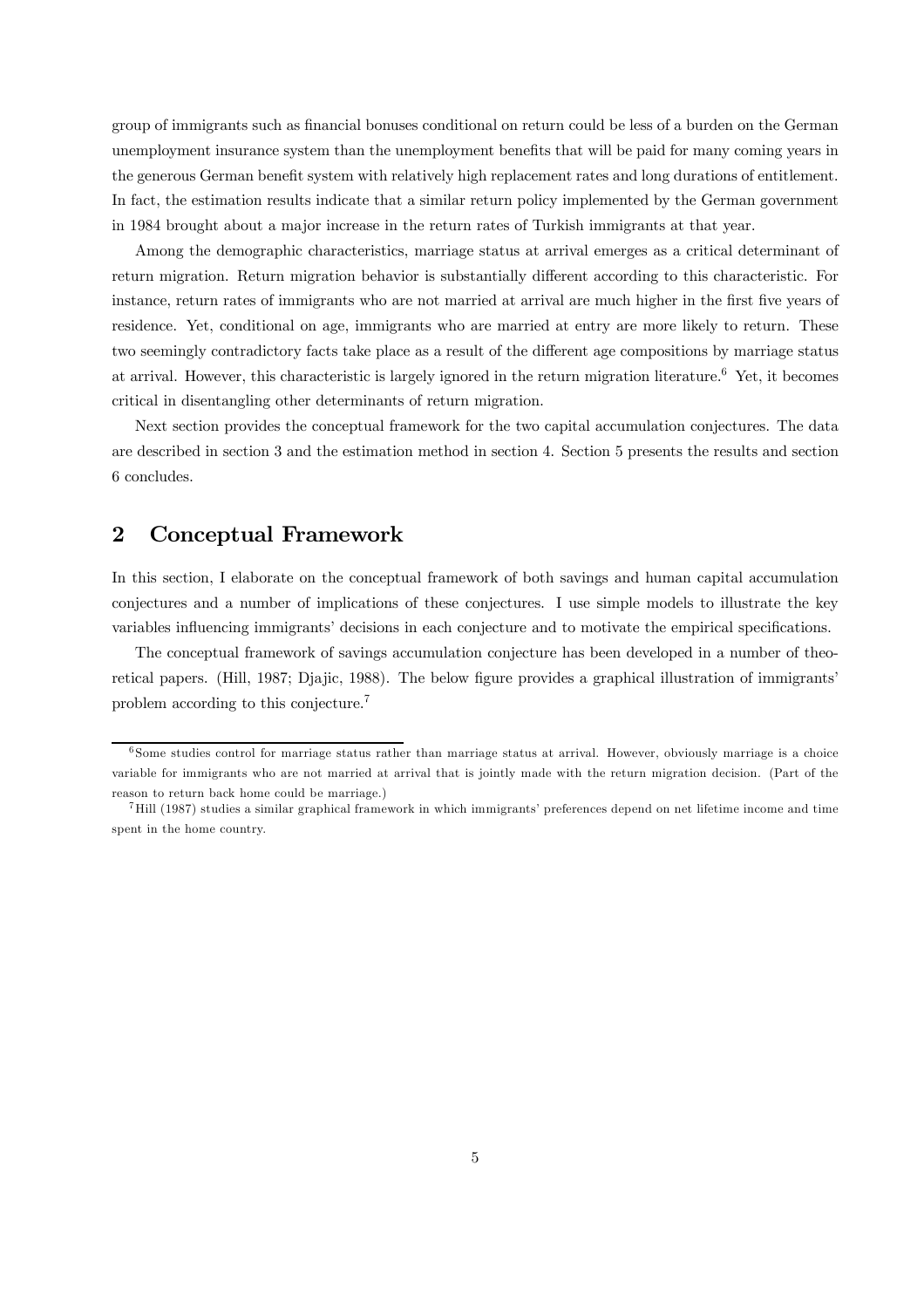group of immigrants such as financial bonuses conditional on return could be less of a burden on the German unemployment insurance system than the unemployment benefits that will be paid for many coming years in the generous German benefit system with relatively high replacement rates and long durations of entitlement. In fact, the estimation results indicate that a similar return policy implemented by the German government in 1984 brought about a major increase in the return rates of Turkish immigrants at that year.

Among the demographic characteristics, marriage status at arrival emerges as a critical determinant of return migration. Return migration behavior is substantially different according to this characteristic. For instance, return rates of immigrants who are not married at arrival are much higher in the first five years of residence. Yet, conditional on age, immigrants who are married at entry are more likely to return. These two seemingly contradictory facts take place as a result of the different age compositions by marriage status at arrival. However, this characteristic is largely ignored in the return migration literature.[6] Yet, it becomes critical in disentangling other determinants of return migration.

Next section provides the conceptual framework for the two capital accumulation conjectures. The data are described in section 3 and the estimation method in section 4. Section 5 presents the results and section 6 concludes.

## 2 Conceptual Framework

In this section, I elaborate on the conceptual framework of both savings and human capital accumulation conjectures and a number of implications of these conjectures. I use simple models to illustrate the key variables influencing immigrants' decisions in each conjecture and to motivate the empirical specifications.

The conceptual framework of savings accumulation conjecture has been developed in a number of theoretical papers. (Hill, 1987; Djajic, 1988). The below figure provides a graphical illustration of immigrants' problem according to this conjecture.[7]

---

[6] Some studies control for marriage status rather than marriage status at arrival. However, obviously marriage is a choice variable for immigrants who are not married at arrival that is jointly made with the return migration decision. (Part of the reason to return back home could be marriage.)

[7] Hill (1987) studies a similar graphical framework in which immigrants' preferences depend on net lifetime income and time spent in the home country.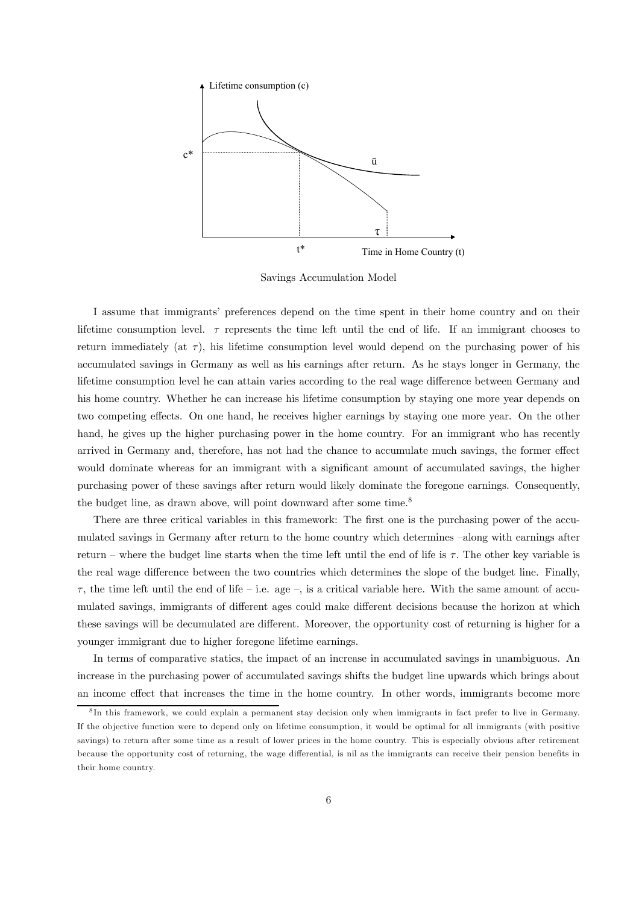Savings Accumulation Model

I assume that immigrants' preferences depend on the time spent in their home country and on their lifetime consumption level. $\tau$ represents the time left until the end of life. If an immigrant chooses to return immediately (at $\tau$), his lifetime consumption level would depend on the purchasing power of his accumulated savings in Germany as well as his earnings after return. As he stays longer in Germany, the lifetime consumption level he can attain varies according to the real wage difference between Germany and his home country. Whether he can increase his lifetime consumption by staying one more year depends on two competing effects. On one hand, he receives higher earnings by staying one more year. On the other hand, he gives up the higher purchasing power in the home country. For an immigrant who has recently arrived in Germany and, therefore, has not had the chance to accumulate much savings, the former effect would dominate whereas for an immigrant with a significant amount of accumulated savings, the higher purchasing power of these savings after return would likely dominate the foregone earnings. Consequently, the budget line, as drawn above, will point downward after some time.[8]

There are three critical variables in this framework: The first one is the purchasing power of the accumulated savings in Germany after return to the home country which determines –along with earnings after return – where the budget line starts when the time left until the end of life is $\tau$. The other key variable is the real wage difference between the two countries which determines the slope of the budget line. Finally, $\tau$, the time left until the end of life – i.e. age –, is a critical variable here. With the same amount of accumulated savings, immigrants of different ages could make different decisions because the horizon at which these savings will be decumulated are different. Moreover, the opportunity cost of returning is higher for a younger immigrant due to higher foregone lifetime earnings.

In terms of comparative statics, the impact of an increase in accumulated savings in unambiguous. An increase in the purchasing power of accumulated savings shifts the budget line upwards which brings about an income effect that increases the time in the home country. In other words, immigrants become more

[8] In this framework, we could explain a permanent stay decision only when immigrants in fact prefer to live in Germany. If the objective function were to depend only on lifetime consumption, it would be optimal for all immigrants (with positive savings) to return after some time as a result of lower prices in the home country. This is especially obvious after retirement because the opportunity cost of returning, the wage differential, is nil as the immigrants can receive their pension benefits in their home country.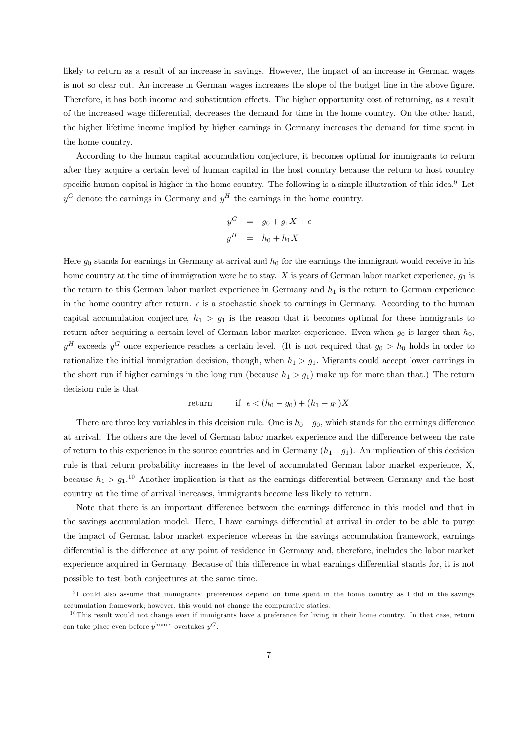likely to return as a result of an increase in savings. However, the impact of an increase in German wages is not so clear cut. An increase in German wages increases the slope of the budget line in the above figure. Therefore, it has both income and substitution effects. The higher opportunity cost of returning, as a result of the increased wage differential, decreases the demand for time in the home country. On the other hand, the higher lifetime income implied by higher earnings in Germany increases the demand for time spent in the home country.

According to the human capital accumulation conjecture, it becomes optimal for immigrants to return after they acquire a certain level of human capital in the host country because the return to host country specific human capital is higher in the home country. The following is a simple illustration of this idea.[9] Let $y^G$ denote the earnings in Germany and $y^H$ the earnings in the home country.

$$
\begin{aligned}
y^G &= g_0 + g_1 X + \epsilon \\
y^H &= h_0 + h_1 X
\end{aligned}
$$

Here $g_0$ stands for earnings in Germany at arrival and $h_0$ for the earnings the immigrant would receive in his home country at the time of immigration were he to stay. $X$ is years of German labor market experience, $g_1$ is the return to this German labor market experience in Germany and $h_1$ is the return to German experience in the home country after return. $\epsilon$ is a stochastic shock to earnings in Germany. According to the human capital accumulation conjecture, $h_1 > g_1$ is the reason that it becomes optimal for these immigrants to return after acquiring a certain level of German labor market experience. Even when $g_0$ is larger than $h_0$, $y^H$ exceeds $y^G$ once experience reaches a certain level. (It is not required that $g_0 > h_0$ holds in order to rationalize the initial immigration decision, though, when $h_1 > g_1$. Migrants could accept lower earnings in the short run if higher earnings in the long run (because $h_1 > g_1$) make up for more than that.) The return decision rule is that

$$
\text{return} \qquad \text{if } \epsilon < (h_0 - g_0) + (h_1 - g_1)X
$$

There are three key variables in this decision rule. One is $h_0 - g_0$, which stands for the earnings difference at arrival. The others are the level of German labor market experience and the difference between the rate of return to this experience in the source countries and in Germany ($h_1 - g_1$). An implication of this decision rule is that return probability increases in the level of accumulated German labor market experience, X, because $h_1 > g_1$.[10] Another implication is that as the earnings differential between Germany and the host country at the time of arrival increases, immigrants become less likely to return.

Note that there is an important difference between the earnings difference in this model and that in the savings accumulation model. Here, I have earnings differential at arrival in order to be able to purge the impact of German labor market experience whereas in the savings accumulation framework, earnings differential is the difference at any point of residence in Germany and, therefore, includes the labor market experience acquired in Germany. Because of this difference in what earnings differential stands for, it is not possible to test both conjectures at the same time.

[9] I could also assume that immigrants' preferences depend on time spent in the home country as I did in the savings accumulation framework; however, this would not change the comparative statics.

[10] This result would not change even if immigrants have a preference for living in their home country. In that case, return can take place even before $y^{\text{hom}\,e}$ overtakes $y^G$.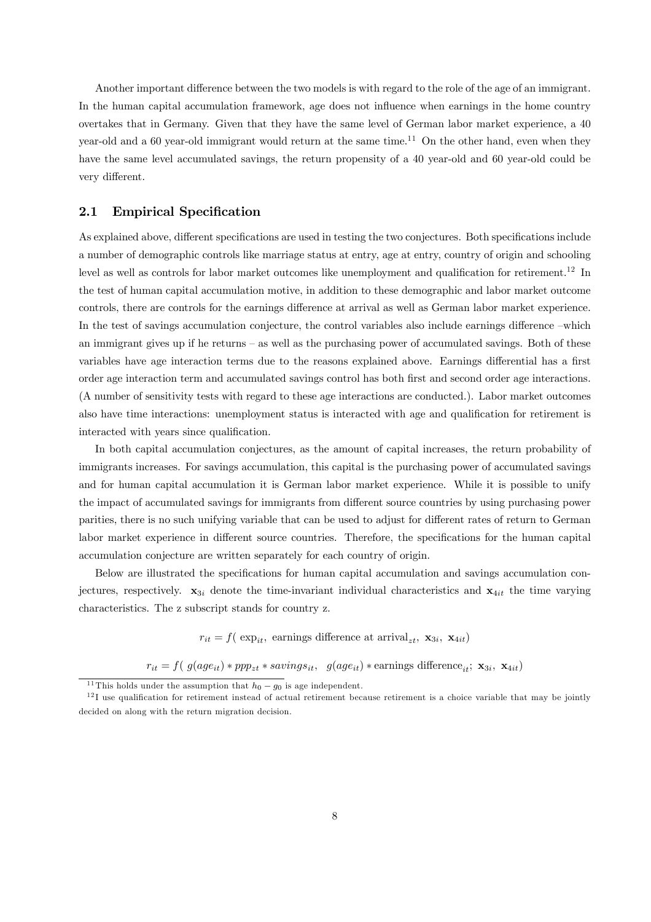Another important difference between the two models is with regard to the role of the age of an immigrant. In the human capital accumulation framework, age does not influence when earnings in the home country overtakes that in Germany. Given that they have the same level of German labor market experience, a 40 year-old and a 60 year-old immigrant would return at the same time.[11] On the other hand, even when they have the same level accumulated savings, the return propensity of a 40 year-old and 60 year-old could be very different.

## 2.1 Empirical Specification

As explained above, different specifications are used in testing the two conjectures. Both specifications include a number of demographic controls like marriage status at entry, age at entry, country of origin and schooling level as well as controls for labor market outcomes like unemployment and qualification for retirement.[12] In the test of human capital accumulation motive, in addition to these demographic and labor market outcome controls, there are controls for the earnings difference at arrival as well as German labor market experience. In the test of savings accumulation conjecture, the control variables also include earnings difference –which an immigrant gives up if he returns – as well as the purchasing power of accumulated savings. Both of these variables have age interaction terms due to the reasons explained above. Earnings differential has a first order age interaction term and accumulated savings control has both first and second order age interactions. (A number of sensitivity tests with regard to these age interactions are conducted.). Labor market outcomes also have time interactions: unemployment status is interacted with age and qualification for retirement is interacted with years since qualification.

In both capital accumulation conjectures, as the amount of capital increases, the return probability of immigrants increases. For savings accumulation, this capital is the purchasing power of accumulated savings and for human capital accumulation it is German labor market experience. While it is possible to unify the impact of accumulated savings for immigrants from different source countries by using purchasing power parities, there is no such unifying variable that can be used to adjust for different rates of return to German labor market experience in different source countries. Therefore, the specifications for the human capital accumulation conjecture are written separately for each country of origin.

Below are illustrated the specifications for human capital accumulation and savings accumulation conjectures, respectively. $\mathbf{x}_{3i}$ denote the time-invariant individual characteristics and $\mathbf{x}_{4it}$ the time varying characteristics. The z subscript stands for country z.

$$r_{it} = f(\ \text{exp}_{it},\ \text{earnings difference at arrival}_{zt},\ \mathbf{x}_{3i},\ \mathbf{x}_{4it})$$

$$r_{it} = f(\ g(age_{it}) * ppp_{zt} * savings_{it},\ \ g(age_{it}) * \text{earnings difference}_{it};\ \mathbf{x}_{3i},\ \mathbf{x}_{4it})$$

[11] This holds under the assumption that $h_0 - g_0$ is age independent.

[12] I use qualification for retirement instead of actual retirement because retirement is a choice variable that may be jointly decided on along with the return migration decision.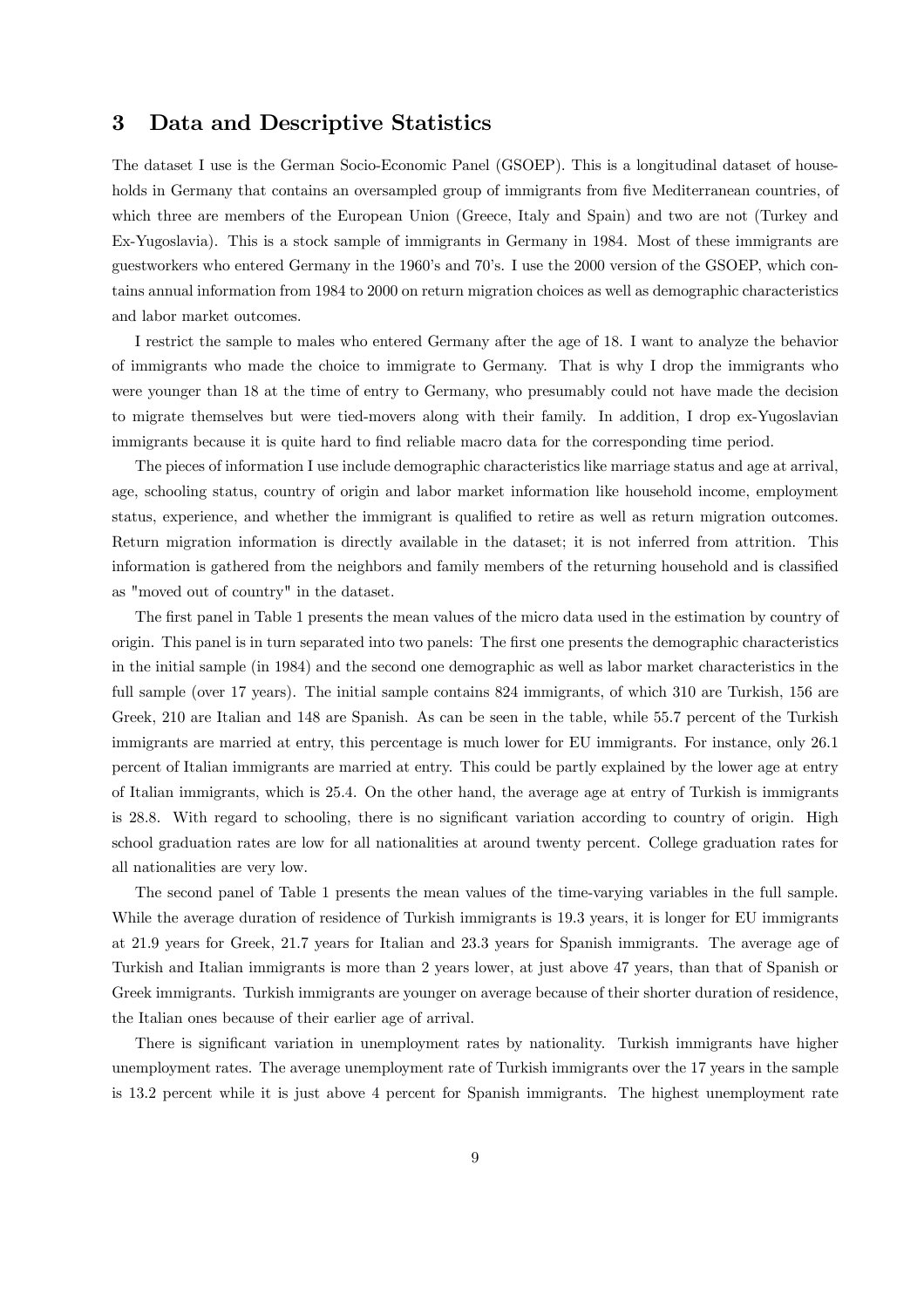## 3 Data and Descriptive Statistics

The dataset I use is the German Socio-Economic Panel (GSOEP). This is a longitudinal dataset of households in Germany that contains an oversampled group of immigrants from five Mediterranean countries, of which three are members of the European Union (Greece, Italy and Spain) and two are not (Turkey and Ex-Yugoslavia). This is a stock sample of immigrants in Germany in 1984. Most of these immigrants are guestworkers who entered Germany in the 1960's and 70's. I use the 2000 version of the GSOEP, which contains annual information from 1984 to 2000 on return migration choices as well as demographic characteristics and labor market outcomes.

I restrict the sample to males who entered Germany after the age of 18. I want to analyze the behavior of immigrants who made the choice to immigrate to Germany. That is why I drop the immigrants who were younger than 18 at the time of entry to Germany, who presumably could not have made the decision to migrate themselves but were tied-movers along with their family. In addition, I drop ex-Yugoslavian immigrants because it is quite hard to find reliable macro data for the corresponding time period.

The pieces of information I use include demographic characteristics like marriage status and age at arrival, age, schooling status, country of origin and labor market information like household income, employment status, experience, and whether the immigrant is qualified to retire as well as return migration outcomes. Return migration information is directly available in the dataset; it is not inferred from attrition. This information is gathered from the neighbors and family members of the returning household and is classified as "moved out of country" in the dataset.

The first panel in Table 1 presents the mean values of the micro data used in the estimation by country of origin. This panel is in turn separated into two panels: The first one presents the demographic characteristics in the initial sample (in 1984) and the second one demographic as well as labor market characteristics in the full sample (over 17 years). The initial sample contains 824 immigrants, of which 310 are Turkish, 156 are Greek, 210 are Italian and 148 are Spanish. As can be seen in the table, while 55.7 percent of the Turkish immigrants are married at entry, this percentage is much lower for EU immigrants. For instance, only 26.1 percent of Italian immigrants are married at entry. This could be partly explained by the lower age at entry of Italian immigrants, which is 25.4. On the other hand, the average age at entry of Turkish is immigrants is 28.8. With regard to schooling, there is no significant variation according to country of origin. High school graduation rates are low for all nationalities at around twenty percent. College graduation rates for all nationalities are very low.

The second panel of Table 1 presents the mean values of the time-varying variables in the full sample. While the average duration of residence of Turkish immigrants is 19.3 years, it is longer for EU immigrants at 21.9 years for Greek, 21.7 years for Italian and 23.3 years for Spanish immigrants. The average age of Turkish and Italian immigrants is more than 2 years lower, at just above 47 years, than that of Spanish or Greek immigrants. Turkish immigrants are younger on average because of their shorter duration of residence, the Italian ones because of their earlier age of arrival.

There is significant variation in unemployment rates by nationality. Turkish immigrants have higher unemployment rates. The average unemployment rate of Turkish immigrants over the 17 years in the sample is 13.2 percent while it is just above 4 percent for Spanish immigrants. The highest unemployment rate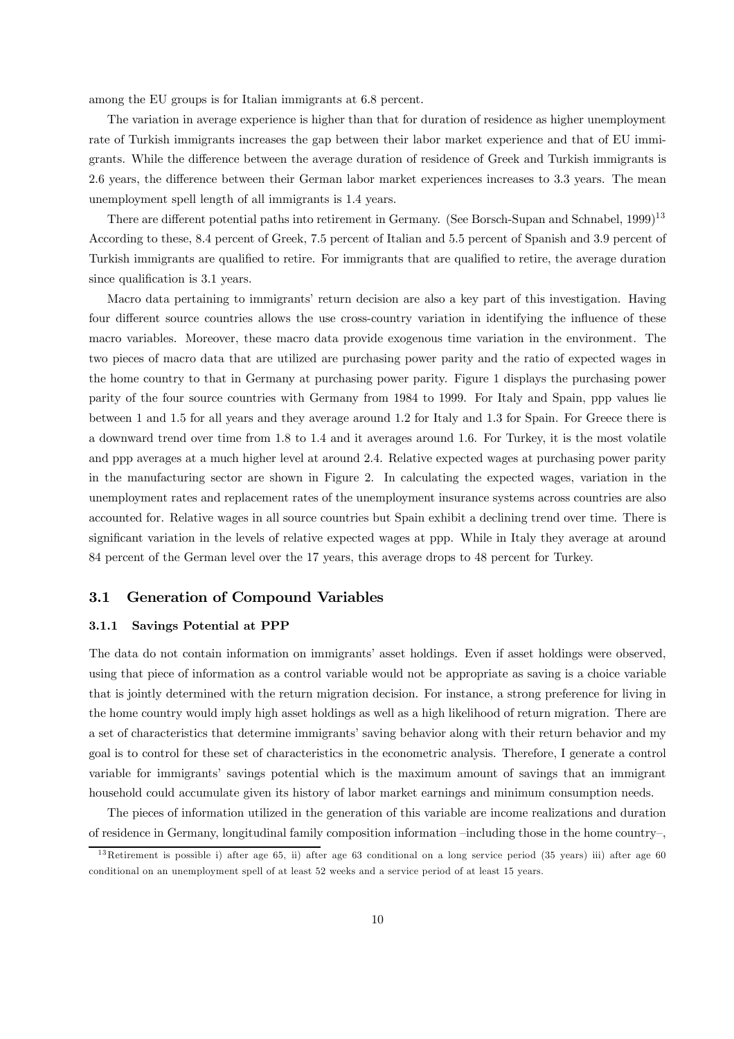among the EU groups is for Italian immigrants at 6.8 percent.

The variation in average experience is higher than that for duration of residence as higher unemployment rate of Turkish immigrants increases the gap between their labor market experience and that of EU immigrants. While the difference between the average duration of residence of Greek and Turkish immigrants is 2.6 years, the difference between their German labor market experiences increases to 3.3 years. The mean unemployment spell length of all immigrants is 1.4 years.

There are different potential paths into retirement in Germany. (See Borsch-Supan and Schnabel, 1999)[13] According to these, 8.4 percent of Greek, 7.5 percent of Italian and 5.5 percent of Spanish and 3.9 percent of Turkish immigrants are qualified to retire. For immigrants that are qualified to retire, the average duration since qualification is 3.1 years.

Macro data pertaining to immigrants' return decision are also a key part of this investigation. Having four different source countries allows the use cross-country variation in identifying the influence of these macro variables. Moreover, these macro data provide exogenous time variation in the environment. The two pieces of macro data that are utilized are purchasing power parity and the ratio of expected wages in the home country to that in Germany at purchasing power parity. Figure 1 displays the purchasing power parity of the four source countries with Germany from 1984 to 1999. For Italy and Spain, ppp values lie between 1 and 1.5 for all years and they average around 1.2 for Italy and 1.3 for Spain. For Greece there is a downward trend over time from 1.8 to 1.4 and it averages around 1.6. For Turkey, it is the most volatile and ppp averages at a much higher level at around 2.4. Relative expected wages at purchasing power parity in the manufacturing sector are shown in Figure 2. In calculating the expected wages, variation in the unemployment rates and replacement rates of the unemployment insurance systems across countries are also accounted for. Relative wages in all source countries but Spain exhibit a declining trend over time. There is significant variation in the levels of relative expected wages at ppp. While in Italy they average at around 84 percent of the German level over the 17 years, this average drops to 48 percent for Turkey.

## 3.1 Generation of Compound Variables

### 3.1.1 Savings Potential at PPP

The data do not contain information on immigrants' asset holdings. Even if asset holdings were observed, using that piece of information as a control variable would not be appropriate as saving is a choice variable that is jointly determined with the return migration decision. For instance, a strong preference for living in the home country would imply high asset holdings as well as a high likelihood of return migration. There are a set of characteristics that determine immigrants' saving behavior along with their return behavior and my goal is to control for these set of characteristics in the econometric analysis. Therefore, I generate a control variable for immigrants' savings potential which is the maximum amount of savings that an immigrant household could accumulate given its history of labor market earnings and minimum consumption needs.

The pieces of information utilized in the generation of this variable are income realizations and duration of residence in Germany, longitudinal family composition information –including those in the home country–,

[13] Retirement is possible i) after age 65, ii) after age 63 conditional on a long service period (35 years) iii) after age 60 conditional on an unemployment spell of at least 52 weeks and a service period of at least 15 years.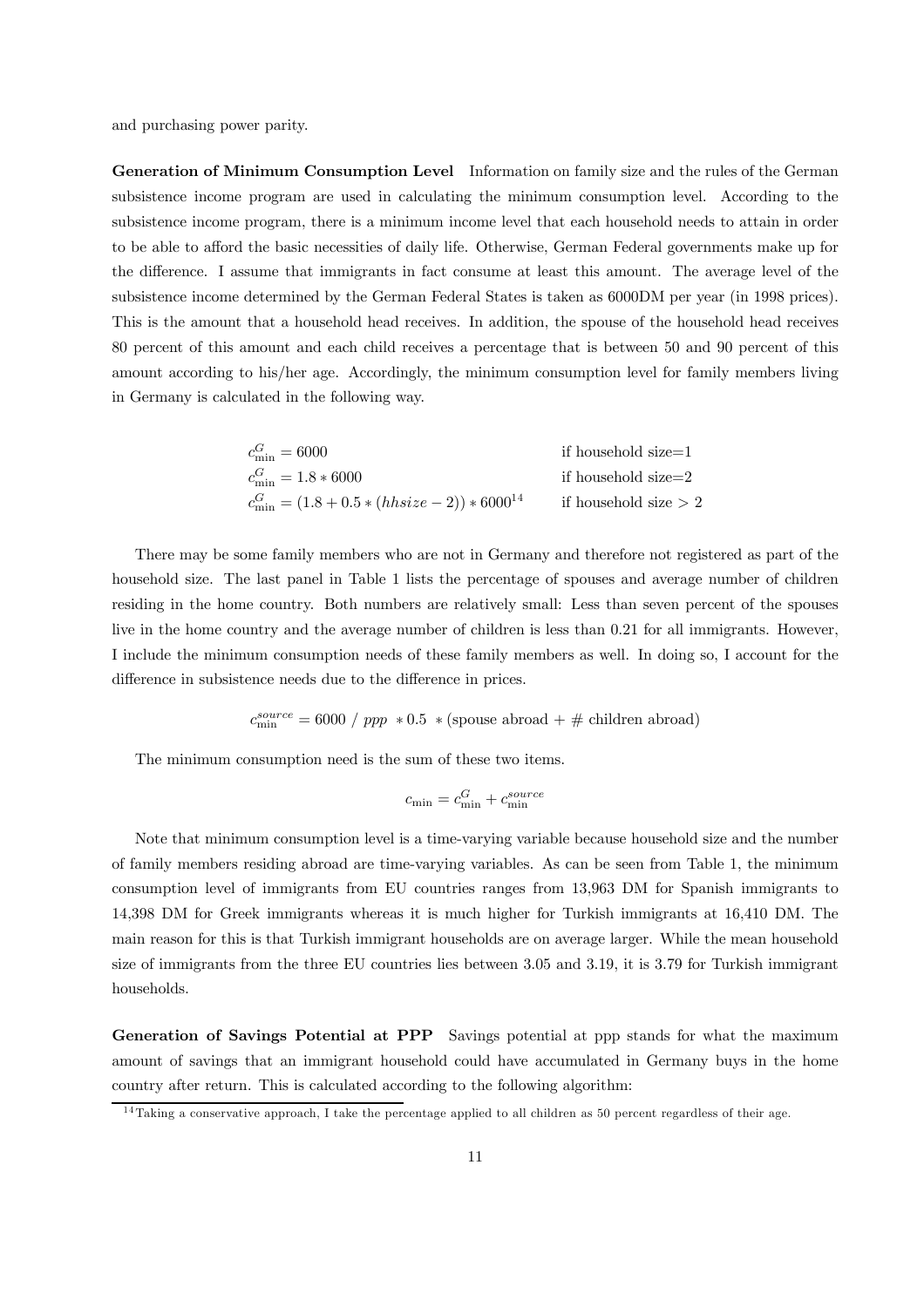and purchasing power parity.

**Generation of Minimum Consumption Level** Information on family size and the rules of the German subsistence income program are used in calculating the minimum consumption level. According to the subsistence income program, there is a minimum income level that each household needs to attain in order to be able to afford the basic necessities of daily life. Otherwise, German Federal governments make up for the difference. I assume that immigrants in fact consume at least this amount. The average level of the subsistence income determined by the German Federal States is taken as 6000DM per year (in 1998 prices). This is the amount that a household head receives. In addition, the spouse of the household head receives 80 percent of this amount and each child receives a percentage that is between 50 and 90 percent of this amount according to his/her age. Accordingly, the minimum consumption level for family members living in Germany is calculated in the following way.

$$
\begin{array}{ll}
c^G_{\min} = 6000 & \text{if household size=1} \\
c^G_{\min} = 1.8 * 6000 & \text{if household size=2} \\
c^G_{\min} = (1.8 + 0.5 * (hhsize - 2)) * 6000^{14} & \text{if household size} > 2
\end{array}
$$

There may be some family members who are not in Germany and therefore not registered as part of the household size. The last panel in Table 1 lists the percentage of spouses and average number of children residing in the home country. Both numbers are relatively small: Less than seven percent of the spouses live in the home country and the average number of children is less than 0.21 for all immigrants. However, I include the minimum consumption needs of these family members as well. In doing so, I account for the difference in subsistence needs due to the difference in prices.

$$
c^{source}_{\min} = 6000 \ / \ ppp \ * 0.5 \ * (\text{spouse abroad} + \# \text{ children abroad})
$$

The minimum consumption need is the sum of these two items.

$$
c_{\min} = c^G_{\min} + c^{source}_{\min}
$$

Note that minimum consumption level is a time-varying variable because household size and the number of family members residing abroad are time-varying variables. As can be seen from Table 1, the minimum consumption level of immigrants from EU countries ranges from 13,963 DM for Spanish immigrants to 14,398 DM for Greek immigrants whereas it is much higher for Turkish immigrants at 16,410 DM. The main reason for this is that Turkish immigrant households are on average larger. While the mean household size of immigrants from the three EU countries lies between 3.05 and 3.19, it is 3.79 for Turkish immigrant households.

**Generation of Savings Potential at PPP** Savings potential at ppp stands for what the maximum amount of savings that an immigrant household could have accumulated in Germany buys in the home country after return. This is calculated according to the following algorithm:

[14] Taking a conservative approach, I take the percentage applied to all children as 50 percent regardless of their age.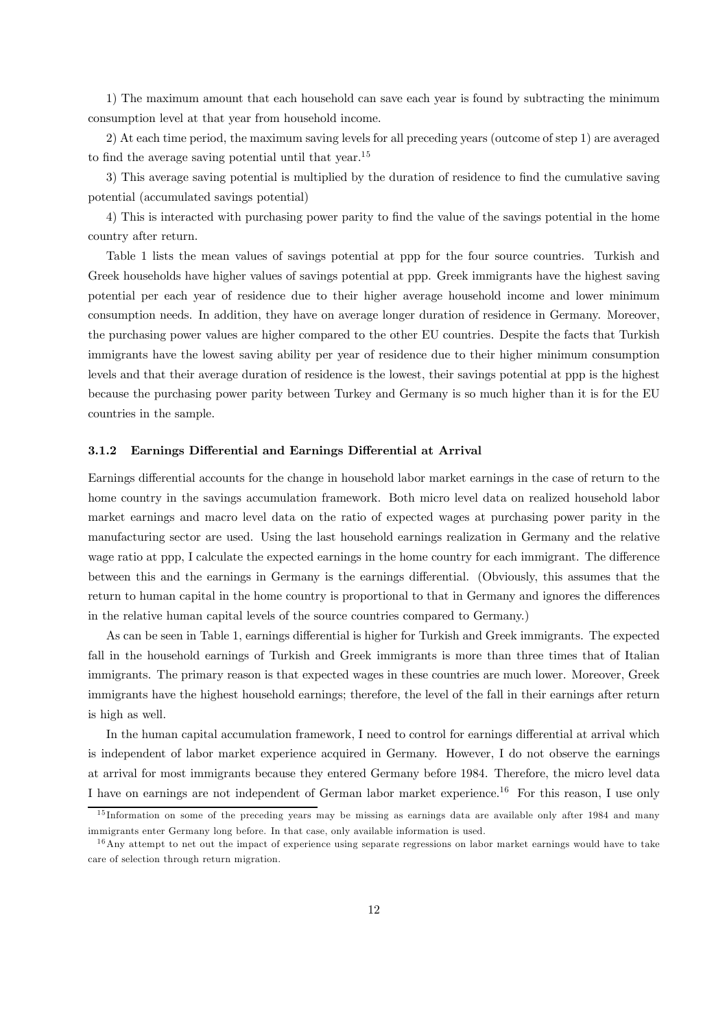1) The maximum amount that each household can save each year is found by subtracting the minimum consumption level at that year from household income.

2) At each time period, the maximum saving levels for all preceding years (outcome of step 1) are averaged to find the average saving potential until that year.[15]

3) This average saving potential is multiplied by the duration of residence to find the cumulative saving potential (accumulated savings potential)

4) This is interacted with purchasing power parity to find the value of the savings potential in the home country after return.

Table 1 lists the mean values of savings potential at ppp for the four source countries. Turkish and Greek households have higher values of savings potential at ppp. Greek immigrants have the highest saving potential per each year of residence due to their higher average household income and lower minimum consumption needs. In addition, they have on average longer duration of residence in Germany. Moreover, the purchasing power values are higher compared to the other EU countries. Despite the facts that Turkish immigrants have the lowest saving ability per year of residence due to their higher minimum consumption levels and that their average duration of residence is the lowest, their savings potential at ppp is the highest because the purchasing power parity between Turkey and Germany is so much higher than it is for the EU countries in the sample.

### 3.1.2 Earnings Differential and Earnings Differential at Arrival

Earnings differential accounts for the change in household labor market earnings in the case of return to the home country in the savings accumulation framework. Both micro level data on realized household labor market earnings and macro level data on the ratio of expected wages at purchasing power parity in the manufacturing sector are used. Using the last household earnings realization in Germany and the relative wage ratio at ppp, I calculate the expected earnings in the home country for each immigrant. The difference between this and the earnings in Germany is the earnings differential. (Obviously, this assumes that the return to human capital in the home country is proportional to that in Germany and ignores the differences in the relative human capital levels of the source countries compared to Germany.)

As can be seen in Table 1, earnings differential is higher for Turkish and Greek immigrants. The expected fall in the household earnings of Turkish and Greek immigrants is more than three times that of Italian immigrants. The primary reason is that expected wages in these countries are much lower. Moreover, Greek immigrants have the highest household earnings; therefore, the level of the fall in their earnings after return is high as well.

In the human capital accumulation framework, I need to control for earnings differential at arrival which is independent of labor market experience acquired in Germany. However, I do not observe the earnings at arrival for most immigrants because they entered Germany before 1984. Therefore, the micro level data I have on earnings are not independent of German labor market experience.[16] For this reason, I use only

[15] Information on some of the preceding years may be missing as earnings data are available only after 1984 and many immigrants enter Germany long before. In that case, only available information is used.

[16] Any attempt to net out the impact of experience using separate regressions on labor market earnings would have to take care of selection through return migration.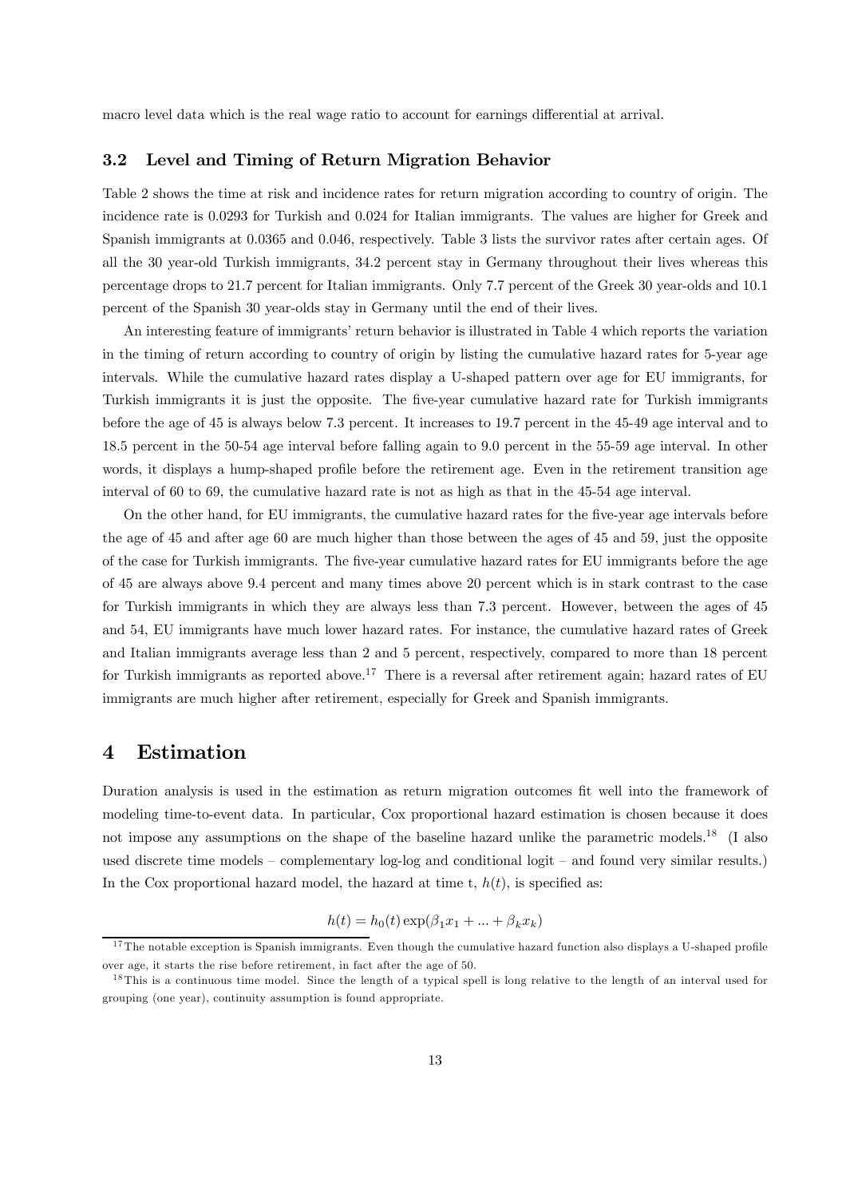macro level data which is the real wage ratio to account for earnings differential at arrival.

### 3.2 Level and Timing of Return Migration Behavior

Table 2 shows the time at risk and incidence rates for return migration according to country of origin. The incidence rate is 0.0293 for Turkish and 0.024 for Italian immigrants. The values are higher for Greek and Spanish immigrants at 0.0365 and 0.046, respectively. Table 3 lists the survivor rates after certain ages. Of all the 30 year-old Turkish immigrants, 34.2 percent stay in Germany throughout their lives whereas this percentage drops to 21.7 percent for Italian immigrants. Only 7.7 percent of the Greek 30 year-olds and 10.1 percent of the Spanish 30 year-olds stay in Germany until the end of their lives.

An interesting feature of immigrants' return behavior is illustrated in Table 4 which reports the variation in the timing of return according to country of origin by listing the cumulative hazard rates for 5-year age intervals. While the cumulative hazard rates display a U-shaped pattern over age for EU immigrants, for Turkish immigrants it is just the opposite. The five-year cumulative hazard rate for Turkish immigrants before the age of 45 is always below 7.3 percent. It increases to 19.7 percent in the 45-49 age interval and to 18.5 percent in the 50-54 age interval before falling again to 9.0 percent in the 55-59 age interval. In other words, it displays a hump-shaped profile before the retirement age. Even in the retirement transition age interval of 60 to 69, the cumulative hazard rate is not as high as that in the 45-54 age interval.

On the other hand, for EU immigrants, the cumulative hazard rates for the five-year age intervals before the age of 45 and after age 60 are much higher than those between the ages of 45 and 59, just the opposite of the case for Turkish immigrants. The five-year cumulative hazard rates for EU immigrants before the age of 45 are always above 9.4 percent and many times above 20 percent which is in stark contrast to the case for Turkish immigrants in which they are always less than 7.3 percent. However, between the ages of 45 and 54, EU immigrants have much lower hazard rates. For instance, the cumulative hazard rates of Greek and Italian immigrants average less than 2 and 5 percent, respectively, compared to more than 18 percent for Turkish immigrants as reported above.[17] There is a reversal after retirement again; hazard rates of EU immigrants are much higher after retirement, especially for Greek and Spanish immigrants.

## 4 Estimation

Duration analysis is used in the estimation as return migration outcomes fit well into the framework of modeling time-to-event data. In particular, Cox proportional hazard estimation is chosen because it does not impose any assumptions on the shape of the baseline hazard unlike the parametric models.[18] (I also used discrete time models – complementary log-log and conditional logit – and found very similar results.) In the Cox proportional hazard model, the hazard at time t, $h(t)$, is specified as:

$$h(t) = h_0(t) \exp(\beta_1 x_1 + ... + \beta_k x_k)$$

[17] The notable exception is Spanish immigrants. Even though the cumulative hazard function also displays a U-shaped profile over age, it starts the rise before retirement, in fact after the age of 50.

[18] This is a continuous time model. Since the length of a typical spell is long relative to the length of an interval used for grouping (one year), continuity assumption is found appropriate.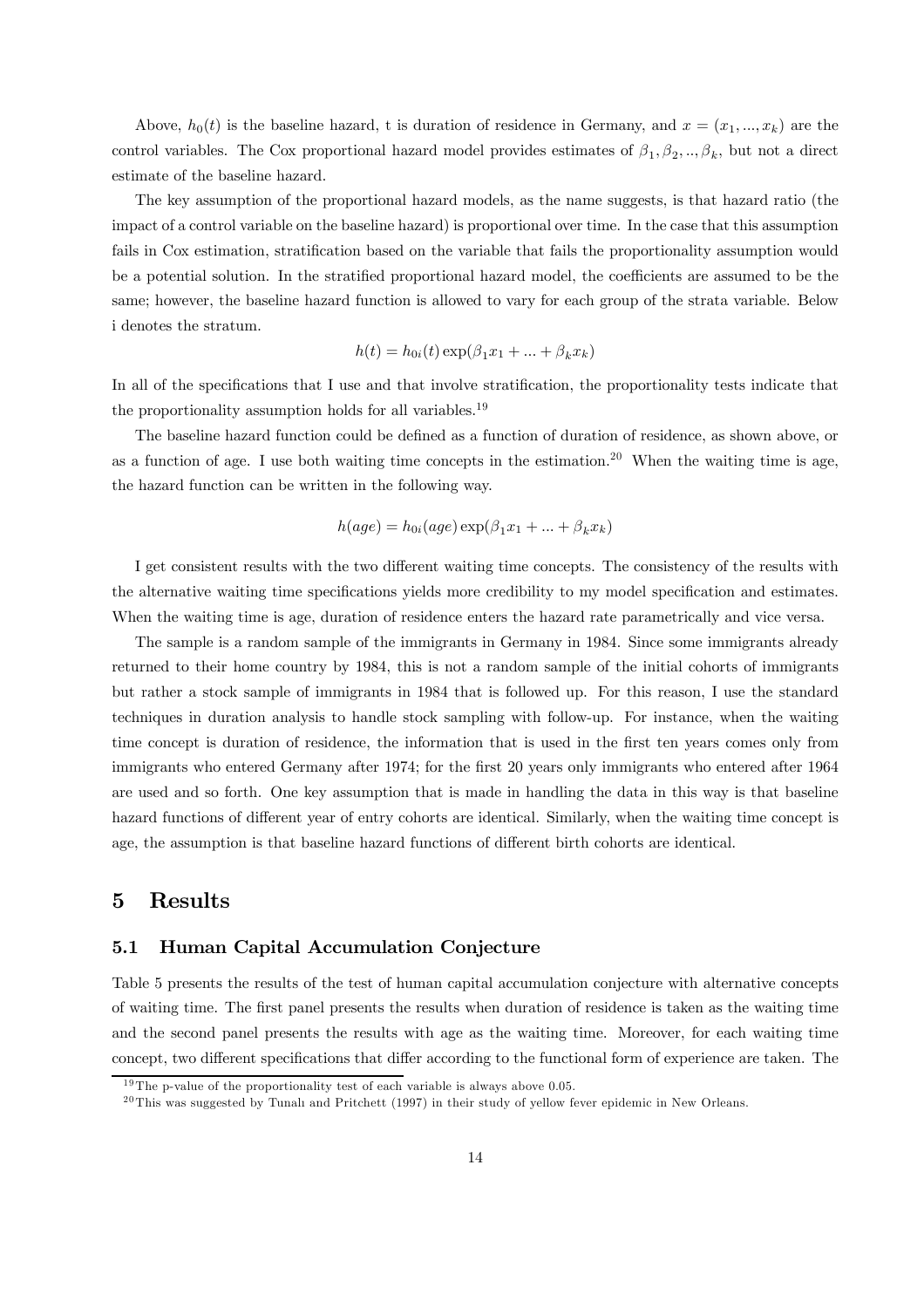Above, $h_0(t)$ is the baseline hazard, t is duration of residence in Germany, and $x = (x_1, ..., x_k)$ are the control variables. The Cox proportional hazard model provides estimates of $\beta_1, \beta_2, .., \beta_k$, but not a direct estimate of the baseline hazard.

The key assumption of the proportional hazard models, as the name suggests, is that hazard ratio (the impact of a control variable on the baseline hazard) is proportional over time. In the case that this assumption fails in Cox estimation, stratification based on the variable that fails the proportionality assumption would be a potential solution. In the stratified proportional hazard model, the coefficients are assumed to be the same; however, the baseline hazard function is allowed to vary for each group of the strata variable. Below i denotes the stratum.

$$h(t) = h_{0i}(t)\exp(\beta_1 x_1 + ... + \beta_k x_k)$$

In all of the specifications that I use and that involve stratification, the proportionality tests indicate that the proportionality assumption holds for all variables.[19]

The baseline hazard function could be defined as a function of duration of residence, as shown above, or as a function of age. I use both waiting time concepts in the estimation.[20] When the waiting time is age, the hazard function can be written in the following way.

$$h(age) = h_{0i}(age)\exp(\beta_1 x_1 + ... + \beta_k x_k)$$

I get consistent results with the two different waiting time concepts. The consistency of the results with the alternative waiting time specifications yields more credibility to my model specification and estimates. When the waiting time is age, duration of residence enters the hazard rate parametrically and vice versa.

The sample is a random sample of the immigrants in Germany in 1984. Since some immigrants already returned to their home country by 1984, this is not a random sample of the initial cohorts of immigrants but rather a stock sample of immigrants in 1984 that is followed up. For this reason, I use the standard techniques in duration analysis to handle stock sampling with follow-up. For instance, when the waiting time concept is duration of residence, the information that is used in the first ten years comes only from immigrants who entered Germany after 1974; for the first 20 years only immigrants who entered after 1964 are used and so forth. One key assumption that is made in handling the data in this way is that baseline hazard functions of different year of entry cohorts are identical. Similarly, when the waiting time concept is age, the assumption is that baseline hazard functions of different birth cohorts are identical.

# 5 Results

## 5.1 Human Capital Accumulation Conjecture

Table 5 presents the results of the test of human capital accumulation conjecture with alternative concepts of waiting time. The first panel presents the results when duration of residence is taken as the waiting time and the second panel presents the results with age as the waiting time. Moreover, for each waiting time concept, two different specifications that differ according to the functional form of experience are taken. The

---

[19] The p-value of the proportionality test of each variable is always above 0.05.

[20] This was suggested by Tunalı and Pritchett (1997) in their study of yellow fever epidemic in New Orleans.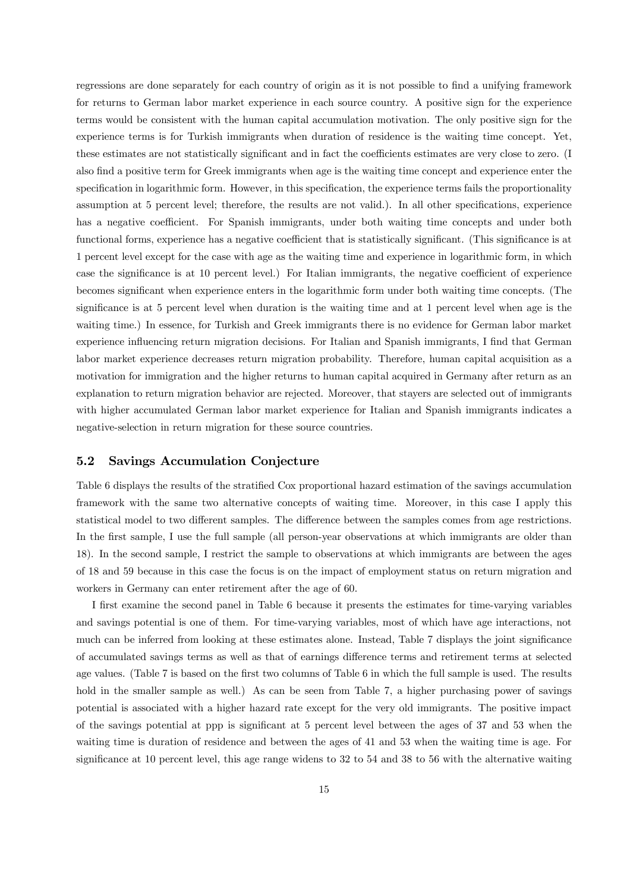regressions are done separately for each country of origin as it is not possible to find a unifying framework for returns to German labor market experience in each source country. A positive sign for the experience terms would be consistent with the human capital accumulation motivation. The only positive sign for the experience terms is for Turkish immigrants when duration of residence is the waiting time concept. Yet, these estimates are not statistically significant and in fact the coefficients estimates are very close to zero. (I also find a positive term for Greek immigrants when age is the waiting time concept and experience enter the specification in logarithmic form. However, in this specification, the experience terms fails the proportionality assumption at 5 percent level; therefore, the results are not valid.). In all other specifications, experience has a negative coefficient. For Spanish immigrants, under both waiting time concepts and under both functional forms, experience has a negative coefficient that is statistically significant. (This significance is at 1 percent level except for the case with age as the waiting time and experience in logarithmic form, in which case the significance is at 10 percent level.) For Italian immigrants, the negative coefficient of experience becomes significant when experience enters in the logarithmic form under both waiting time concepts. (The significance is at 5 percent level when duration is the waiting time and at 1 percent level when age is the waiting time.) In essence, for Turkish and Greek immigrants there is no evidence for German labor market experience influencing return migration decisions. For Italian and Spanish immigrants, I find that German labor market experience decreases return migration probability. Therefore, human capital acquisition as a motivation for immigration and the higher returns to human capital acquired in Germany after return as an explanation to return migration behavior are rejected. Moreover, that stayers are selected out of immigrants with higher accumulated German labor market experience for Italian and Spanish immigrants indicates a negative-selection in return migration for these source countries.

## 5.2 Savings Accumulation Conjecture

Table 6 displays the results of the stratified Cox proportional hazard estimation of the savings accumulation framework with the same two alternative concepts of waiting time. Moreover, in this case I apply this statistical model to two different samples. The difference between the samples comes from age restrictions. In the first sample, I use the full sample (all person-year observations at which immigrants are older than 18). In the second sample, I restrict the sample to observations at which immigrants are between the ages of 18 and 59 because in this case the focus is on the impact of employment status on return migration and workers in Germany can enter retirement after the age of 60.

I first examine the second panel in Table 6 because it presents the estimates for time-varying variables and savings potential is one of them. For time-varying variables, most of which have age interactions, not much can be inferred from looking at these estimates alone. Instead, Table 7 displays the joint significance of accumulated savings terms as well as that of earnings difference terms and retirement terms at selected age values. (Table 7 is based on the first two columns of Table 6 in which the full sample is used. The results hold in the smaller sample as well.) As can be seen from Table 7, a higher purchasing power of savings potential is associated with a higher hazard rate except for the very old immigrants. The positive impact of the savings potential at ppp is significant at 5 percent level between the ages of 37 and 53 when the waiting time is duration of residence and between the ages of 41 and 53 when the waiting time is age. For significance at 10 percent level, this age range widens to 32 to 54 and 38 to 56 with the alternative waiting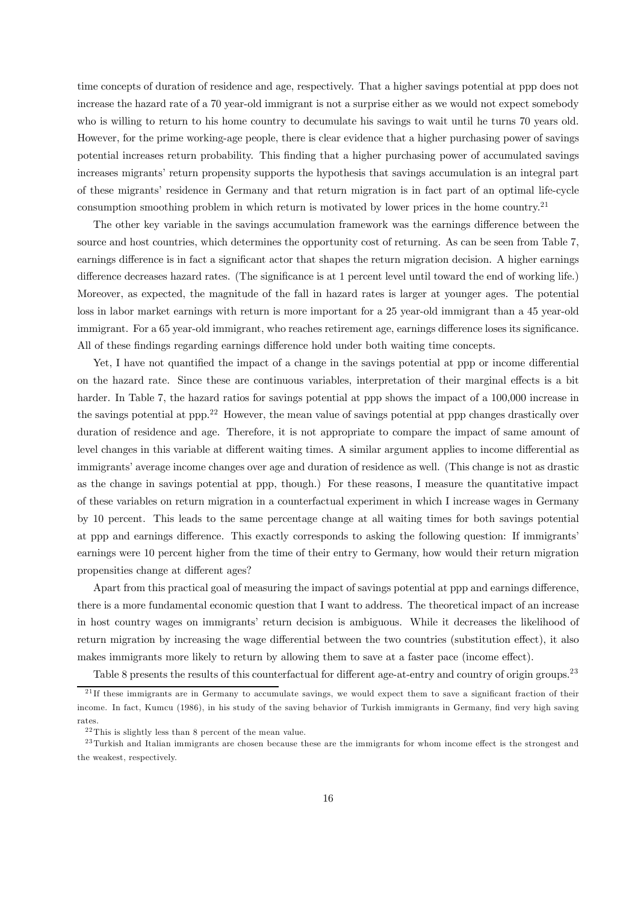time concepts of duration of residence and age, respectively. That a higher savings potential at ppp does not increase the hazard rate of a 70 year-old immigrant is not a surprise either as we would not expect somebody who is willing to return to his home country to decumulate his savings to wait until he turns 70 years old. However, for the prime working-age people, there is clear evidence that a higher purchasing power of savings potential increases return probability. This finding that a higher purchasing power of accumulated savings increases migrants' return propensity supports the hypothesis that savings accumulation is an integral part of these migrants' residence in Germany and that return migration is in fact part of an optimal life-cycle consumption smoothing problem in which return is motivated by lower prices in the home country.[21]

The other key variable in the savings accumulation framework was the earnings difference between the source and host countries, which determines the opportunity cost of returning. As can be seen from Table 7, earnings difference is in fact a significant actor that shapes the return migration decision. A higher earnings difference decreases hazard rates. (The significance is at 1 percent level until toward the end of working life.) Moreover, as expected, the magnitude of the fall in hazard rates is larger at younger ages. The potential loss in labor market earnings with return is more important for a 25 year-old immigrant than a 45 year-old immigrant. For a 65 year-old immigrant, who reaches retirement age, earnings difference loses its significance. All of these findings regarding earnings difference hold under both waiting time concepts.

Yet, I have not quantified the impact of a change in the savings potential at ppp or income differential on the hazard rate. Since these are continuous variables, interpretation of their marginal effects is a bit harder. In Table 7, the hazard ratios for savings potential at ppp shows the impact of a 100,000 increase in the savings potential at ppp.[22] However, the mean value of savings potential at ppp changes drastically over duration of residence and age. Therefore, it is not appropriate to compare the impact of same amount of level changes in this variable at different waiting times. A similar argument applies to income differential as immigrants' average income changes over age and duration of residence as well. (This change is not as drastic as the change in savings potential at ppp, though.) For these reasons, I measure the quantitative impact of these variables on return migration in a counterfactual experiment in which I increase wages in Germany by 10 percent. This leads to the same percentage change at all waiting times for both savings potential at ppp and earnings difference. This exactly corresponds to asking the following question: If immigrants' earnings were 10 percent higher from the time of their entry to Germany, how would their return migration propensities change at different ages?

Apart from this practical goal of measuring the impact of savings potential at ppp and earnings difference, there is a more fundamental economic question that I want to address. The theoretical impact of an increase in host country wages on immigrants' return decision is ambiguous. While it decreases the likelihood of return migration by increasing the wage differential between the two countries (substitution effect), it also makes immigrants more likely to return by allowing them to save at a faster pace (income effect).

Table 8 presents the results of this counterfactual for different age-at-entry and country of origin groups.[23]

[21] If these immigrants are in Germany to accumulate savings, we would expect them to save a significant fraction of their income. In fact, Kumcu (1986), in his study of the saving behavior of Turkish immigrants in Germany, find very high saving rates.

[22] This is slightly less than 8 percent of the mean value.

[23] Turkish and Italian immigrants are chosen because these are the immigrants for whom income effect is the strongest and the weakest, respectively.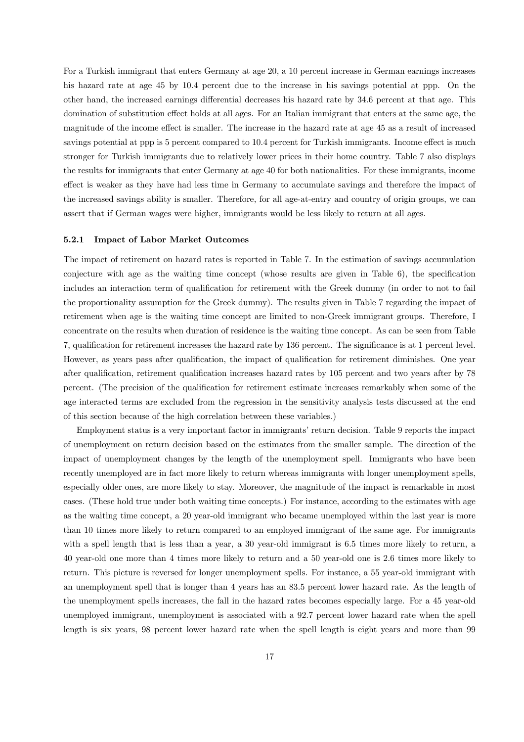For a Turkish immigrant that enters Germany at age 20, a 10 percent increase in German earnings increases his hazard rate at age 45 by 10.4 percent due to the increase in his savings potential at ppp. On the other hand, the increased earnings differential decreases his hazard rate by 34.6 percent at that age. This domination of substitution effect holds at all ages. For an Italian immigrant that enters at the same age, the magnitude of the income effect is smaller. The increase in the hazard rate at age 45 as a result of increased savings potential at ppp is 5 percent compared to 10.4 percent for Turkish immigrants. Income effect is much stronger for Turkish immigrants due to relatively lower prices in their home country. Table 7 also displays the results for immigrants that enter Germany at age 40 for both nationalities. For these immigrants, income effect is weaker as they have had less time in Germany to accumulate savings and therefore the impact of the increased savings ability is smaller. Therefore, for all age-at-entry and country of origin groups, we can assert that if German wages were higher, immigrants would be less likely to return at all ages.

### 5.2.1 Impact of Labor Market Outcomes

The impact of retirement on hazard rates is reported in Table 7. In the estimation of savings accumulation conjecture with age as the waiting time concept (whose results are given in Table 6), the specification includes an interaction term of qualification for retirement with the Greek dummy (in order to not to fail the proportionality assumption for the Greek dummy). The results given in Table 7 regarding the impact of retirement when age is the waiting time concept are limited to non-Greek immigrant groups. Therefore, I concentrate on the results when duration of residence is the waiting time concept. As can be seen from Table 7, qualification for retirement increases the hazard rate by 136 percent. The significance is at 1 percent level. However, as years pass after qualification, the impact of qualification for retirement diminishes. One year after qualification, retirement qualification increases hazard rates by 105 percent and two years after by 78 percent. (The precision of the qualification for retirement estimate increases remarkably when some of the age interacted terms are excluded from the regression in the sensitivity analysis tests discussed at the end of this section because of the high correlation between these variables.)

Employment status is a very important factor in immigrants' return decision. Table 9 reports the impact of unemployment on return decision based on the estimates from the smaller sample. The direction of the impact of unemployment changes by the length of the unemployment spell. Immigrants who have been recently unemployed are in fact more likely to return whereas immigrants with longer unemployment spells, especially older ones, are more likely to stay. Moreover, the magnitude of the impact is remarkable in most cases. (These hold true under both waiting time concepts.) For instance, according to the estimates with age as the waiting time concept, a 20 year-old immigrant who became unemployed within the last year is more than 10 times more likely to return compared to an employed immigrant of the same age. For immigrants with a spell length that is less than a year, a 30 year-old immigrant is 6.5 times more likely to return, a 40 year-old one more than 4 times more likely to return and a 50 year-old one is 2.6 times more likely to return. This picture is reversed for longer unemployment spells. For instance, a 55 year-old immigrant with an unemployment spell that is longer than 4 years has an 83.5 percent lower hazard rate. As the length of the unemployment spells increases, the fall in the hazard rates becomes especially large. For a 45 year-old unemployed immigrant, unemployment is associated with a 92.7 percent lower hazard rate when the spell length is six years, 98 percent lower hazard rate when the spell length is eight years and more than 99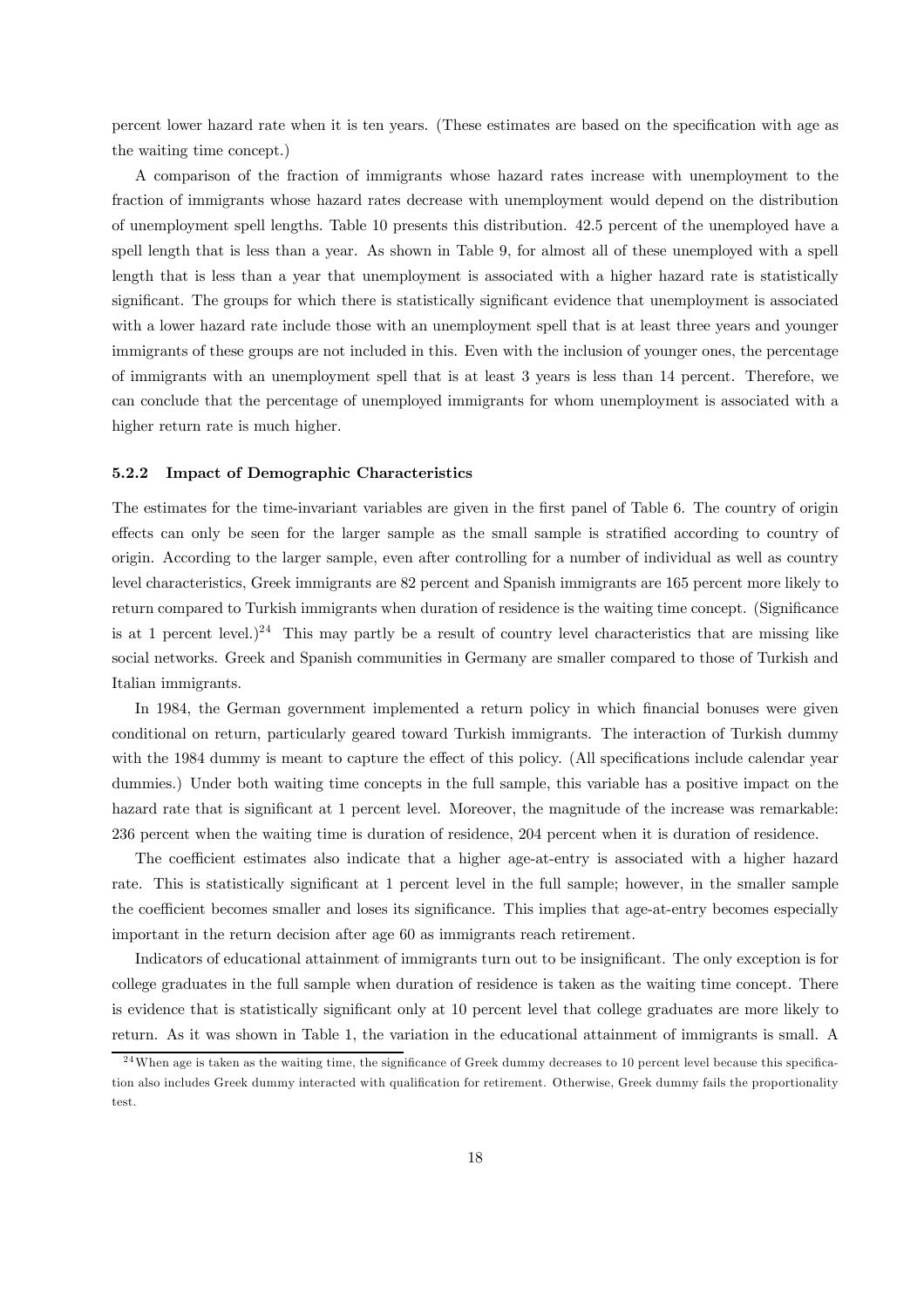percent lower hazard rate when it is ten years. (These estimates are based on the specification with age as the waiting time concept.)

A comparison of the fraction of immigrants whose hazard rates increase with unemployment to the fraction of immigrants whose hazard rates decrease with unemployment would depend on the distribution of unemployment spell lengths. Table 10 presents this distribution. 42.5 percent of the unemployed have a spell length that is less than a year. As shown in Table 9, for almost all of these unemployed with a spell length that is less than a year that unemployment is associated with a higher hazard rate is statistically significant. The groups for which there is statistically significant evidence that unemployment is associated with a lower hazard rate include those with an unemployment spell that is at least three years and younger immigrants of these groups are not included in this. Even with the inclusion of younger ones, the percentage of immigrants with an unemployment spell that is at least 3 years is less than 14 percent. Therefore, we can conclude that the percentage of unemployed immigrants for whom unemployment is associated with a higher return rate is much higher.

### 5.2.2 Impact of Demographic Characteristics

The estimates for the time-invariant variables are given in the first panel of Table 6. The country of origin effects can only be seen for the larger sample as the small sample is stratified according to country of origin. According to the larger sample, even after controlling for a number of individual as well as country level characteristics, Greek immigrants are 82 percent and Spanish immigrants are 165 percent more likely to return compared to Turkish immigrants when duration of residence is the waiting time concept. (Significance is at 1 percent level.)[24] This may partly be a result of country level characteristics that are missing like social networks. Greek and Spanish communities in Germany are smaller compared to those of Turkish and Italian immigrants.

In 1984, the German government implemented a return policy in which financial bonuses were given conditional on return, particularly geared toward Turkish immigrants. The interaction of Turkish dummy with the 1984 dummy is meant to capture the effect of this policy. (All specifications include calendar year dummies.) Under both waiting time concepts in the full sample, this variable has a positive impact on the hazard rate that is significant at 1 percent level. Moreover, the magnitude of the increase was remarkable: 236 percent when the waiting time is duration of residence, 204 percent when it is duration of residence.

The coefficient estimates also indicate that a higher age-at-entry is associated with a higher hazard rate. This is statistically significant at 1 percent level in the full sample; however, in the smaller sample the coefficient becomes smaller and loses its significance. This implies that age-at-entry becomes especially important in the return decision after age 60 as immigrants reach retirement.

Indicators of educational attainment of immigrants turn out to be insignificant. The only exception is for college graduates in the full sample when duration of residence is taken as the waiting time concept. There is evidence that is statistically significant only at 10 percent level that college graduates are more likely to return. As it was shown in Table 1, the variation in the educational attainment of immigrants is small. A

[24] When age is taken as the waiting time, the significance of Greek dummy decreases to 10 percent level because this specification also includes Greek dummy interacted with qualification for retirement. Otherwise, Greek dummy fails the proportionality test.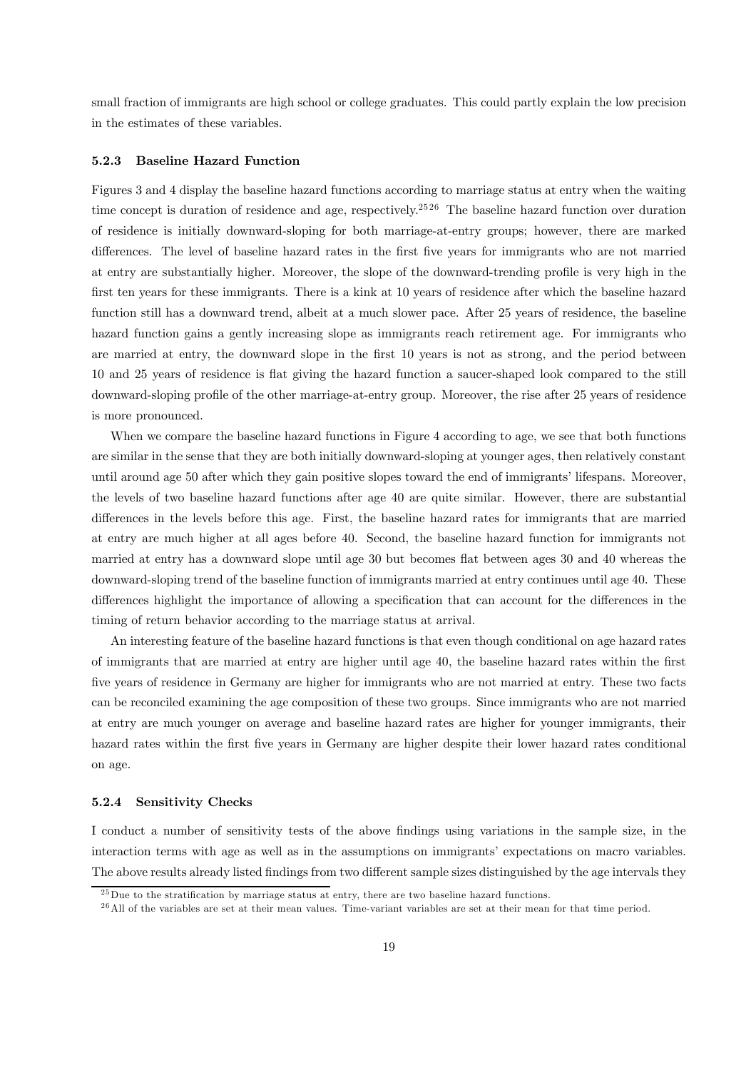small fraction of immigrants are high school or college graduates. This could partly explain the low precision in the estimates of these variables.

#### 5.2.3 Baseline Hazard Function

Figures 3 and 4 display the baseline hazard functions according to marriage status at entry when the waiting time concept is duration of residence and age, respectively.[25][26] The baseline hazard function over duration of residence is initially downward-sloping for both marriage-at-entry groups; however, there are marked differences. The level of baseline hazard rates in the first five years for immigrants who are not married at entry are substantially higher. Moreover, the slope of the downward-trending profile is very high in the first ten years for these immigrants. There is a kink at 10 years of residence after which the baseline hazard function still has a downward trend, albeit at a much slower pace. After 25 years of residence, the baseline hazard function gains a gently increasing slope as immigrants reach retirement age. For immigrants who are married at entry, the downward slope in the first 10 years is not as strong, and the period between 10 and 25 years of residence is flat giving the hazard function a saucer-shaped look compared to the still downward-sloping profile of the other marriage-at-entry group. Moreover, the rise after 25 years of residence is more pronounced.

When we compare the baseline hazard functions in Figure 4 according to age, we see that both functions are similar in the sense that they are both initially downward-sloping at younger ages, then relatively constant until around age 50 after which they gain positive slopes toward the end of immigrants' lifespans. Moreover, the levels of two baseline hazard functions after age 40 are quite similar. However, there are substantial differences in the levels before this age. First, the baseline hazard rates for immigrants that are married at entry are much higher at all ages before 40. Second, the baseline hazard function for immigrants not married at entry has a downward slope until age 30 but becomes flat between ages 30 and 40 whereas the downward-sloping trend of the baseline function of immigrants married at entry continues until age 40. These differences highlight the importance of allowing a specification that can account for the differences in the timing of return behavior according to the marriage status at arrival.

An interesting feature of the baseline hazard functions is that even though conditional on age hazard rates of immigrants that are married at entry are higher until age 40, the baseline hazard rates within the first five years of residence in Germany are higher for immigrants who are not married at entry. These two facts can be reconciled examining the age composition of these two groups. Since immigrants who are not married at entry are much younger on average and baseline hazard rates are higher for younger immigrants, their hazard rates within the first five years in Germany are higher despite their lower hazard rates conditional on age.

#### 5.2.4 Sensitivity Checks

I conduct a number of sensitivity tests of the above findings using variations in the sample size, in the interaction terms with age as well as in the assumptions on immigrants' expectations on macro variables. The above results already listed findings from two different sample sizes distinguished by the age intervals they

[25] Due to the stratification by marriage status at entry, there are two baseline hazard functions.

[26] All of the variables are set at their mean values. Time-variant variables are set at their mean for that time period.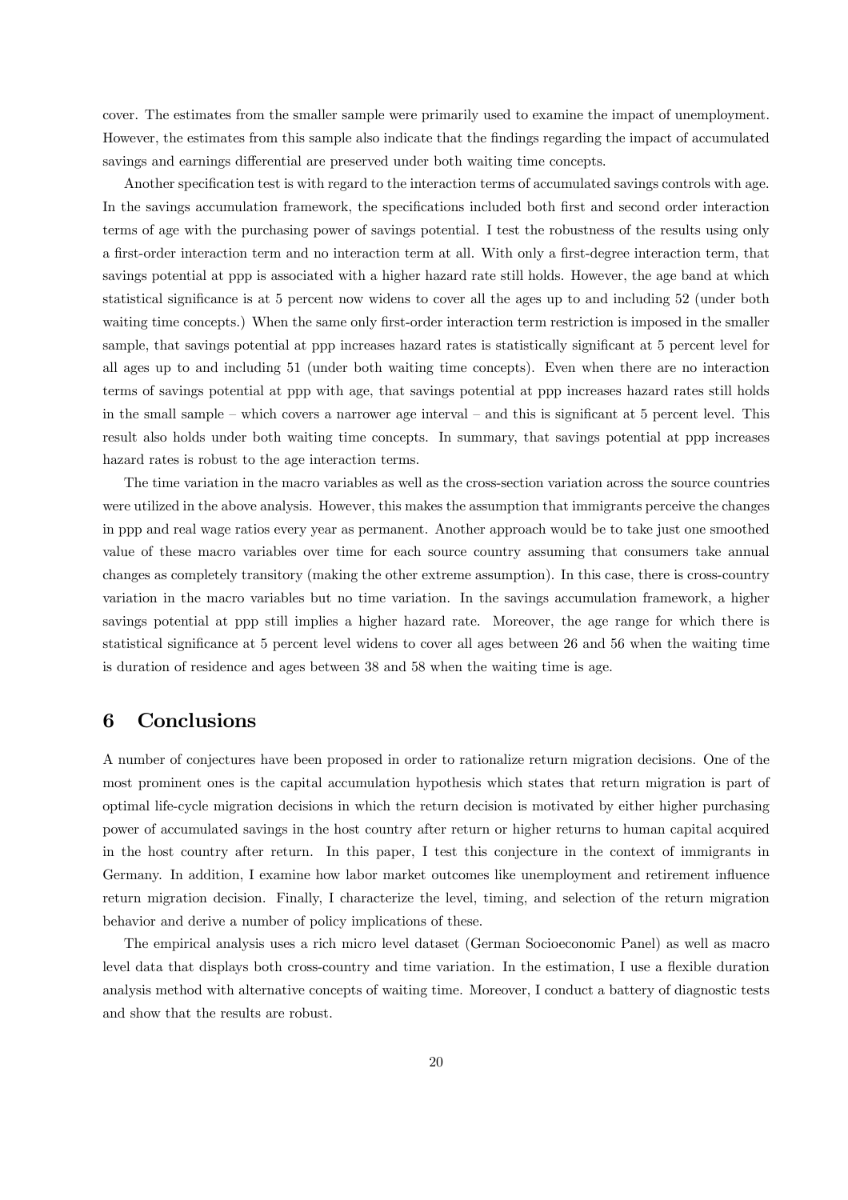cover. The estimates from the smaller sample were primarily used to examine the impact of unemployment. However, the estimates from this sample also indicate that the findings regarding the impact of accumulated savings and earnings differential are preserved under both waiting time concepts.

Another specification test is with regard to the interaction terms of accumulated savings controls with age. In the savings accumulation framework, the specifications included both first and second order interaction terms of age with the purchasing power of savings potential. I test the robustness of the results using only a first-order interaction term and no interaction term at all. With only a first-degree interaction term, that savings potential at ppp is associated with a higher hazard rate still holds. However, the age band at which statistical significance is at 5 percent now widens to cover all the ages up to and including 52 (under both waiting time concepts.) When the same only first-order interaction term restriction is imposed in the smaller sample, that savings potential at ppp increases hazard rates is statistically significant at 5 percent level for all ages up to and including 51 (under both waiting time concepts). Even when there are no interaction terms of savings potential at ppp with age, that savings potential at ppp increases hazard rates still holds in the small sample – which covers a narrower age interval – and this is significant at 5 percent level. This result also holds under both waiting time concepts. In summary, that savings potential at ppp increases hazard rates is robust to the age interaction terms.

The time variation in the macro variables as well as the cross-section variation across the source countries were utilized in the above analysis. However, this makes the assumption that immigrants perceive the changes in ppp and real wage ratios every year as permanent. Another approach would be to take just one smoothed value of these macro variables over time for each source country assuming that consumers take annual changes as completely transitory (making the other extreme assumption). In this case, there is cross-country variation in the macro variables but no time variation. In the savings accumulation framework, a higher savings potential at ppp still implies a higher hazard rate. Moreover, the age range for which there is statistical significance at 5 percent level widens to cover all ages between 26 and 56 when the waiting time is duration of residence and ages between 38 and 58 when the waiting time is age.

# 6 Conclusions

A number of conjectures have been proposed in order to rationalize return migration decisions. One of the most prominent ones is the capital accumulation hypothesis which states that return migration is part of optimal life-cycle migration decisions in which the return decision is motivated by either higher purchasing power of accumulated savings in the host country after return or higher returns to human capital acquired in the host country after return. In this paper, I test this conjecture in the context of immigrants in Germany. In addition, I examine how labor market outcomes like unemployment and retirement influence return migration decision. Finally, I characterize the level, timing, and selection of the return migration behavior and derive a number of policy implications of these.

The empirical analysis uses a rich micro level dataset (German Socioeconomic Panel) as well as macro level data that displays both cross-country and time variation. In the estimation, I use a flexible duration analysis method with alternative concepts of waiting time. Moreover, I conduct a battery of diagnostic tests and show that the results are robust.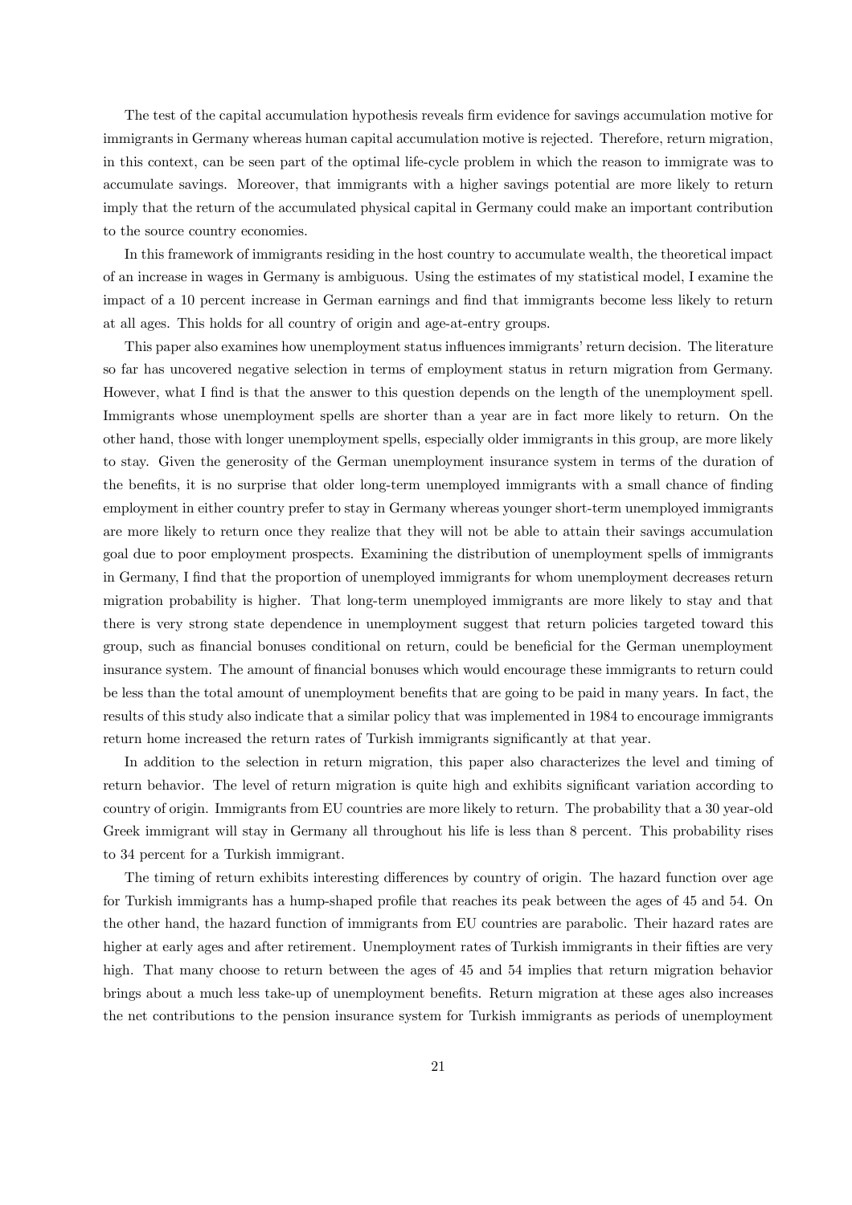The test of the capital accumulation hypothesis reveals firm evidence for savings accumulation motive for immigrants in Germany whereas human capital accumulation motive is rejected. Therefore, return migration, in this context, can be seen part of the optimal life-cycle problem in which the reason to immigrate was to accumulate savings. Moreover, that immigrants with a higher savings potential are more likely to return imply that the return of the accumulated physical capital in Germany could make an important contribution to the source country economies.

In this framework of immigrants residing in the host country to accumulate wealth, the theoretical impact of an increase in wages in Germany is ambiguous. Using the estimates of my statistical model, I examine the impact of a 10 percent increase in German earnings and find that immigrants become less likely to return at all ages. This holds for all country of origin and age-at-entry groups.

This paper also examines how unemployment status influences immigrants' return decision. The literature so far has uncovered negative selection in terms of employment status in return migration from Germany. However, what I find is that the answer to this question depends on the length of the unemployment spell. Immigrants whose unemployment spells are shorter than a year are in fact more likely to return. On the other hand, those with longer unemployment spells, especially older immigrants in this group, are more likely to stay. Given the generosity of the German unemployment insurance system in terms of the duration of the benefits, it is no surprise that older long-term unemployed immigrants with a small chance of finding employment in either country prefer to stay in Germany whereas younger short-term unemployed immigrants are more likely to return once they realize that they will not be able to attain their savings accumulation goal due to poor employment prospects. Examining the distribution of unemployment spells of immigrants in Germany, I find that the proportion of unemployed immigrants for whom unemployment decreases return migration probability is higher. That long-term unemployed immigrants are more likely to stay and that there is very strong state dependence in unemployment suggest that return policies targeted toward this group, such as financial bonuses conditional on return, could be beneficial for the German unemployment insurance system. The amount of financial bonuses which would encourage these immigrants to return could be less than the total amount of unemployment benefits that are going to be paid in many years. In fact, the results of this study also indicate that a similar policy that was implemented in 1984 to encourage immigrants return home increased the return rates of Turkish immigrants significantly at that year.

In addition to the selection in return migration, this paper also characterizes the level and timing of return behavior. The level of return migration is quite high and exhibits significant variation according to country of origin. Immigrants from EU countries are more likely to return. The probability that a 30 year-old Greek immigrant will stay in Germany all throughout his life is less than 8 percent. This probability rises to 34 percent for a Turkish immigrant.

The timing of return exhibits interesting differences by country of origin. The hazard function over age for Turkish immigrants has a hump-shaped profile that reaches its peak between the ages of 45 and 54. On the other hand, the hazard function of immigrants from EU countries are parabolic. Their hazard rates are higher at early ages and after retirement. Unemployment rates of Turkish immigrants in their fifties are very high. That many choose to return between the ages of 45 and 54 implies that return migration behavior brings about a much less take-up of unemployment benefits. Return migration at these ages also increases the net contributions to the pension insurance system for Turkish immigrants as periods of unemployment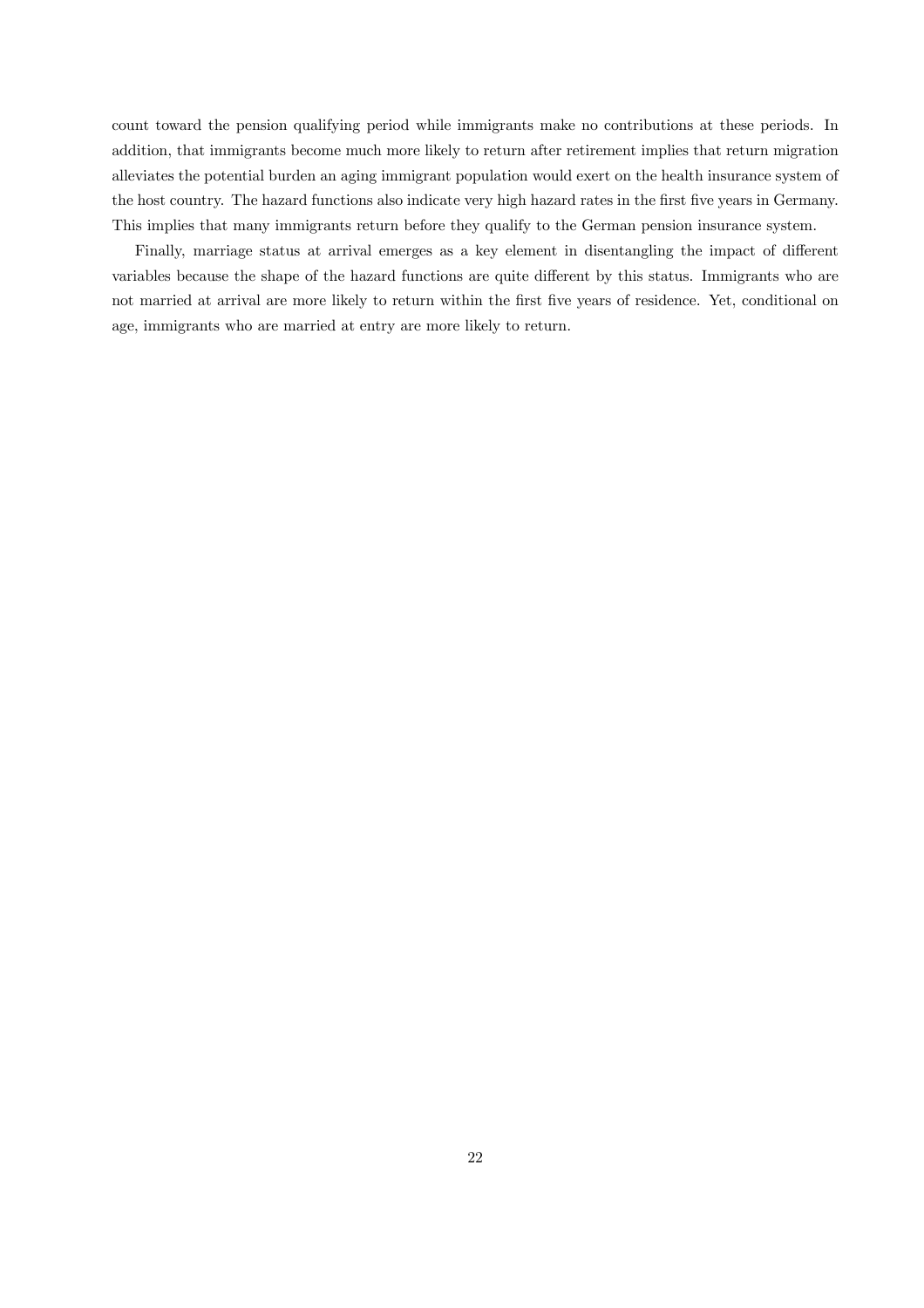count toward the pension qualifying period while immigrants make no contributions at these periods. In addition, that immigrants become much more likely to return after retirement implies that return migration alleviates the potential burden an aging immigrant population would exert on the health insurance system of the host country. The hazard functions also indicate very high hazard rates in the first five years in Germany. This implies that many immigrants return before they qualify to the German pension insurance system.

Finally, marriage status at arrival emerges as a key element in disentangling the impact of different variables because the shape of the hazard functions are quite different by this status. Immigrants who are not married at arrival are more likely to return within the first five years of residence. Yet, conditional on age, immigrants who are married at entry are more likely to return.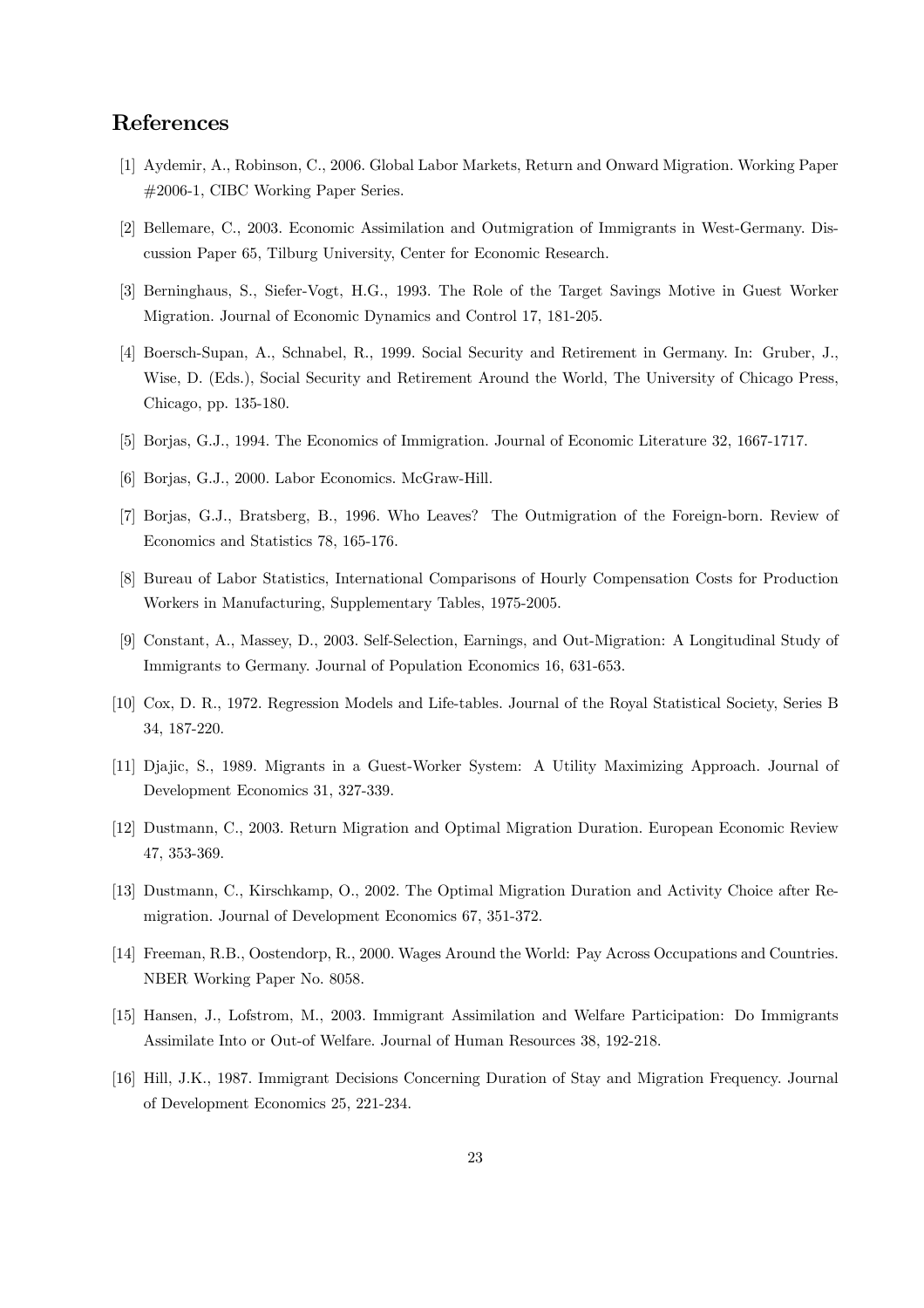## References

[1] Aydemir, A., Robinson, C., 2006. Global Labor Markets, Return and Onward Migration. Working Paper #2006-1, CIBC Working Paper Series.

[2] Bellemare, C., 2003. Economic Assimilation and Outmigration of Immigrants in West-Germany. Discussion Paper 65, Tilburg University, Center for Economic Research.

[3] Berninghaus, S., Siefer-Vogt, H.G., 1993. The Role of the Target Savings Motive in Guest Worker Migration. Journal of Economic Dynamics and Control 17, 181-205.

[4] Boersch-Supan, A., Schnabel, R., 1999. Social Security and Retirement in Germany. In: Gruber, J., Wise, D. (Eds.), Social Security and Retirement Around the World, The University of Chicago Press, Chicago, pp. 135-180.

[5] Borjas, G.J., 1994. The Economics of Immigration. Journal of Economic Literature 32, 1667-1717.

[6] Borjas, G.J., 2000. Labor Economics. McGraw-Hill.

[7] Borjas, G.J., Bratsberg, B., 1996. Who Leaves? The Outmigration of the Foreign-born. Review of Economics and Statistics 78, 165-176.

[8] Bureau of Labor Statistics, International Comparisons of Hourly Compensation Costs for Production Workers in Manufacturing, Supplementary Tables, 1975-2005.

[9] Constant, A., Massey, D., 2003. Self-Selection, Earnings, and Out-Migration: A Longitudinal Study of Immigrants to Germany. Journal of Population Economics 16, 631-653.

[10] Cox, D. R., 1972. Regression Models and Life-tables. Journal of the Royal Statistical Society, Series B 34, 187-220.

[11] Djajic, S., 1989. Migrants in a Guest-Worker System: A Utility Maximizing Approach. Journal of Development Economics 31, 327-339.

[12] Dustmann, C., 2003. Return Migration and Optimal Migration Duration. European Economic Review 47, 353-369.

[13] Dustmann, C., Kirschkamp, O., 2002. The Optimal Migration Duration and Activity Choice after Re-migration. Journal of Development Economics 67, 351-372.

[14] Freeman, R.B., Oostendorp, R., 2000. Wages Around the World: Pay Across Occupations and Countries. NBER Working Paper No. 8058.

[15] Hansen, J., Lofstrom, M., 2003. Immigrant Assimilation and Welfare Participation: Do Immigrants Assimilate Into or Out-of Welfare. Journal of Human Resources 38, 192-218.

[16] Hill, J.K., 1987. Immigrant Decisions Concerning Duration of Stay and Migration Frequency. Journal of Development Economics 25, 221-234.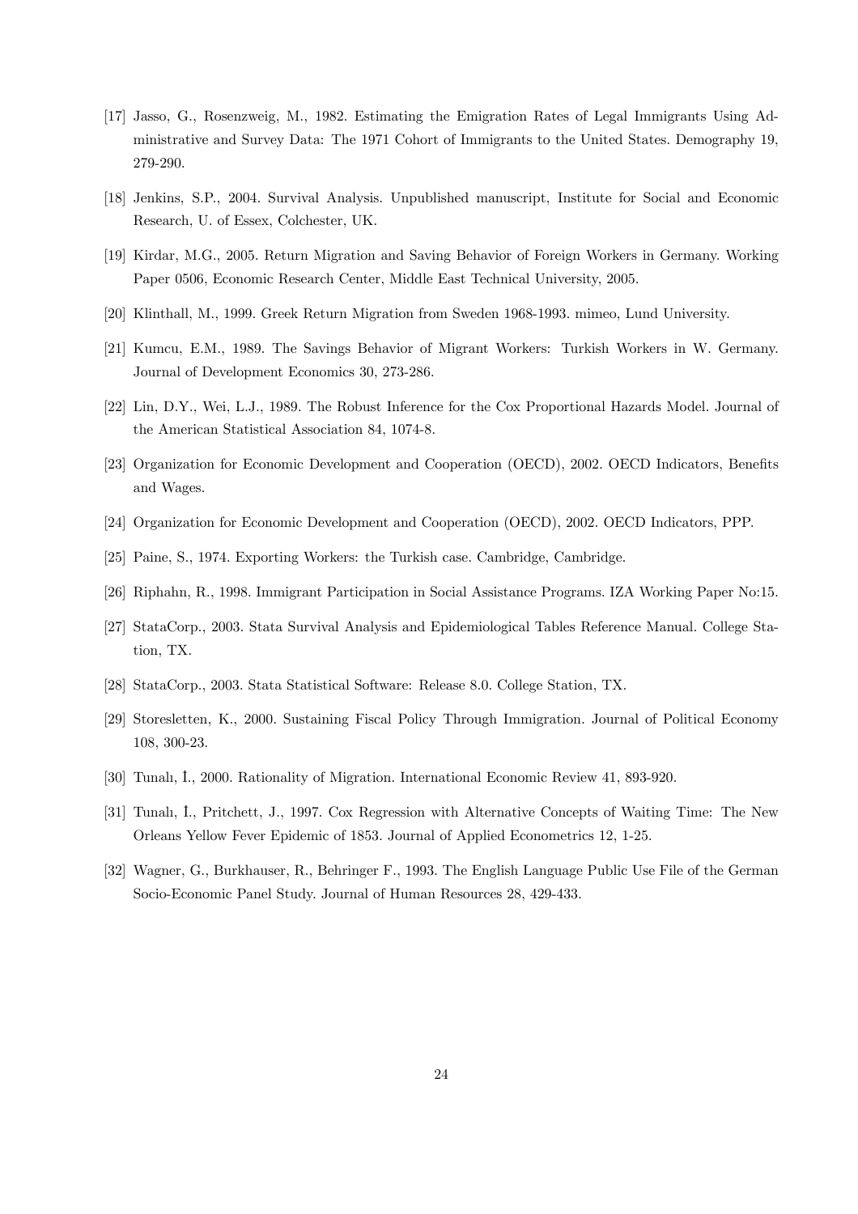[17] Jasso, G., Rosenzweig, M., 1982. Estimating the Emigration Rates of Legal Immigrants Using Administrative and Survey Data: The 1971 Cohort of Immigrants to the United States. Demography 19, 279-290.

[18] Jenkins, S.P., 2004. Survival Analysis. Unpublished manuscript, Institute for Social and Economic Research, U. of Essex, Colchester, UK.

[19] Kirdar, M.G., 2005. Return Migration and Saving Behavior of Foreign Workers in Germany. Working Paper 0506, Economic Research Center, Middle East Technical University, 2005.

[20] Klinthall, M., 1999. Greek Return Migration from Sweden 1968-1993. mimeo, Lund University.

[21] Kumcu, E.M., 1989. The Savings Behavior of Migrant Workers: Turkish Workers in W. Germany. Journal of Development Economics 30, 273-286.

[22] Lin, D.Y., Wei, L.J., 1989. The Robust Inference for the Cox Proportional Hazards Model. Journal of the American Statistical Association 84, 1074-8.

[23] Organization for Economic Development and Cooperation (OECD), 2002. OECD Indicators, Benefits and Wages.

[24] Organization for Economic Development and Cooperation (OECD), 2002. OECD Indicators, PPP.

[25] Paine, S., 1974. Exporting Workers: the Turkish case. Cambridge, Cambridge.

[26] Riphahn, R., 1998. Immigrant Participation in Social Assistance Programs. IZA Working Paper No:15.

[27] StataCorp., 2003. Stata Survival Analysis and Epidemiological Tables Reference Manual. College Station, TX.

[28] StataCorp., 2003. Stata Statistical Software: Release 8.0. College Station, TX.

[29] Storesletten, K., 2000. Sustaining Fiscal Policy Through Immigration. Journal of Political Economy 108, 300-23.

[30] Tunalı, İ., 2000. Rationality of Migration. International Economic Review 41, 893-920.

[31] Tunalı, İ., Pritchett, J., 1997. Cox Regression with Alternative Concepts of Waiting Time: The New Orleans Yellow Fever Epidemic of 1853. Journal of Applied Econometrics 12, 1-25.

[32] Wagner, G., Burkhauser, R., Behringer F., 1993. The English Language Public Use File of the German Socio-Economic Panel Study. Journal of Human Resources 28, 429-433.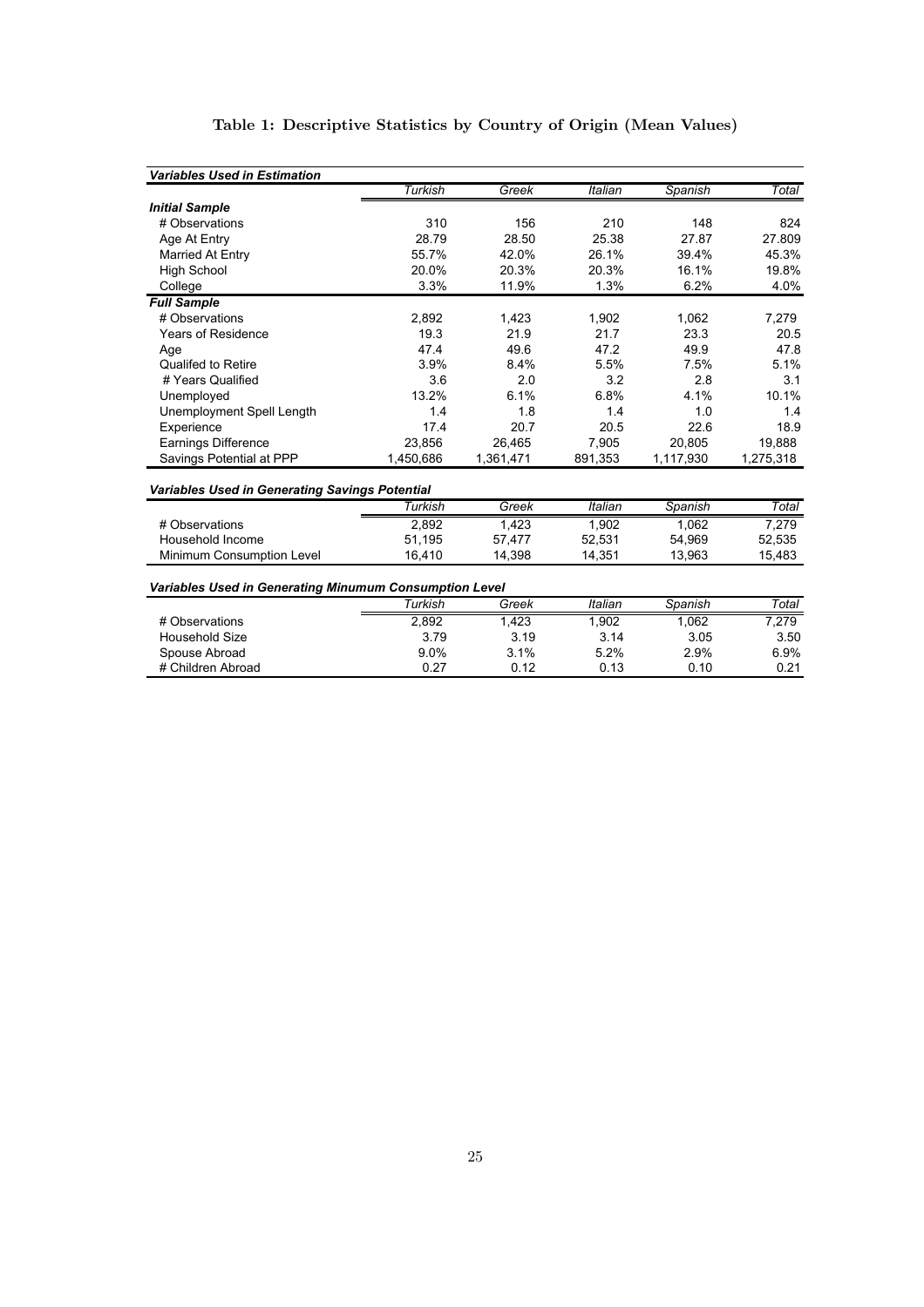# Table 1: Descriptive Statistics by Country of Origin (Mean Values)

| ***Variables Used in Estimation*** | *Turkish* | *Greek* | *Italian* | *Spanish* | *Total* |
|---|---|---|---|---|---|
| ***Initial Sample*** | | | | | |
| # Observations | 310 | 156 | 210 | 148 | 824 |
| Age At Entry | 28.79 | 28.50 | 25.38 | 27.87 | 27.809 |
| Married At Entry | 55.7% | 42.0% | 26.1% | 39.4% | 45.3% |
| High School | 20.0% | 20.3% | 20.3% | 16.1% | 19.8% |
| College | 3.3% | 11.9% | 1.3% | 6.2% | 4.0% |
| ***Full Sample*** | | | | | |
| # Observations | 2,892 | 1,423 | 1,902 | 1,062 | 7,279 |
| Years of Residence | 19.3 | 21.9 | 21.7 | 23.3 | 20.5 |
| Age | 47.4 | 49.6 | 47.2 | 49.9 | 47.8 |
| Qualifed to Retire | 3.9% | 8.4% | 5.5% | 7.5% | 5.1% |
| # Years Qualified | 3.6 | 2.0 | 3.2 | 2.8 | 3.1 |
| Unemployed | 13.2% | 6.1% | 6.8% | 4.1% | 10.1% |
| Unemployment Spell Length | 1.4 | 1.8 | 1.4 | 1.0 | 1.4 |
| Experience | 17.4 | 20.7 | 20.5 | 22.6 | 18.9 |
| Earnings Difference | 23,856 | 26,465 | 7,905 | 20,805 | 19,888 |
| Savings Potential at PPP | 1,450,686 | 1,361,471 | 891,353 | 1,117,930 | 1,275,318 |

| ***Variables Used in Generating Savings Potential*** | *Turkish* | *Greek* | *Italian* | *Spanish* | *Total* |
|---|---|---|---|---|---|
| # Observations | 2,892 | 1,423 | 1,902 | 1,062 | 7,279 |
| Household Income | 51,195 | 57,477 | 52,531 | 54,969 | 52,535 |
| Minimum Consumption Level | 16,410 | 14,398 | 14,351 | 13,963 | 15,483 |

| ***Variables Used in Generating Minumum Consumption Level*** | *Turkish* | *Greek* | *Italian* | *Spanish* | *Total* |
|---|---|---|---|---|---|
| # Observations | 2,892 | 1,423 | 1,902 | 1,062 | 7,279 |
| Household Size | 3.79 | 3.19 | 3.14 | 3.05 | 3.50 |
| Spouse Abroad | 9.0% | 3.1% | 5.2% | 2.9% | 6.9% |
| # Children Abroad | 0.27 | 0.12 | 0.13 | 0.10 | 0.21 |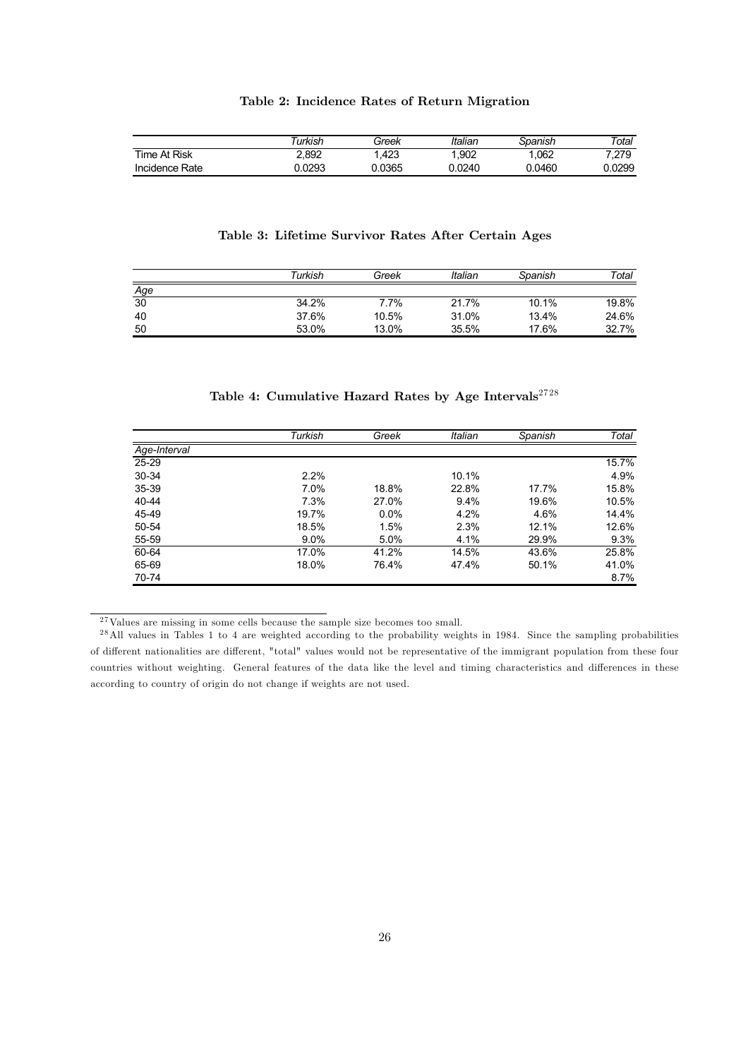**Table 2: Incidence Rates of Return Migration**

| | *Turkish* | *Greek* | *Italian* | *Spanish* | *Total* |
|---|---|---|---|---|---|
| Time At Risk | 2,892 | 1,423 | 1,902 | 1,062 | 7,279 |
| Incidence Rate | 0.0293 | 0.0365 | 0.0240 | 0.0460 | 0.0299 |

**Table 3: Lifetime Survivor Rates After Certain Ages**

| | *Turkish* | *Greek* | *Italian* | *Spanish* | *Total* |
|---|---|---|---|---|---|
| *Age* | | | | | |
| 30 | 34.2% | 7.7% | 21.7% | 10.1% | 19.8% |
| 40 | 37.6% | 10.5% | 31.0% | 13.4% | 24.6% |
| 50 | 53.0% | 13.0% | 35.5% | 17.6% | 32.7% |

**Table 4: Cumulative Hazard Rates by Age Intervals**[27][28]

| | *Turkish* | *Greek* | *Italian* | *Spanish* | *Total* |
|---|---|---|---|---|---|
| *Age-Interval* | | | | | |
| 25-29 | | | | | 15.7% |
| 30-34 | 2.2% | | 10.1% | | 4.9% |
| 35-39 | 7.0% | 18.8% | 22.8% | 17.7% | 15.8% |
| 40-44 | 7.3% | 27.0% | 9.4% | 19.6% | 10.5% |
| 45-49 | 19.7% | 0.0% | 4.2% | 4.6% | 14.4% |
| 50-54 | 18.5% | 1.5% | 2.3% | 12.1% | 12.6% |
| 55-59 | 9.0% | 5.0% | 4.1% | 29.9% | 9.3% |
| 60-64 | 17.0% | 41.2% | 14.5% | 43.6% | 25.8% |
| 65-69 | 18.0% | 76.4% | 47.4% | 50.1% | 41.0% |
| 70-74 | | | | | 8.7% |

[27] Values are missing in some cells because the sample size becomes too small.

[28] All values in Tables 1 to 4 are weighted according to the probability weights in 1984. Since the sampling probabilities of different nationalities are different, "total" values would not be representative of the immigrant population from these four countries without weighting. General features of the data like the level and timing characteristics and differences in these according to country of origin do not change if weights are not used.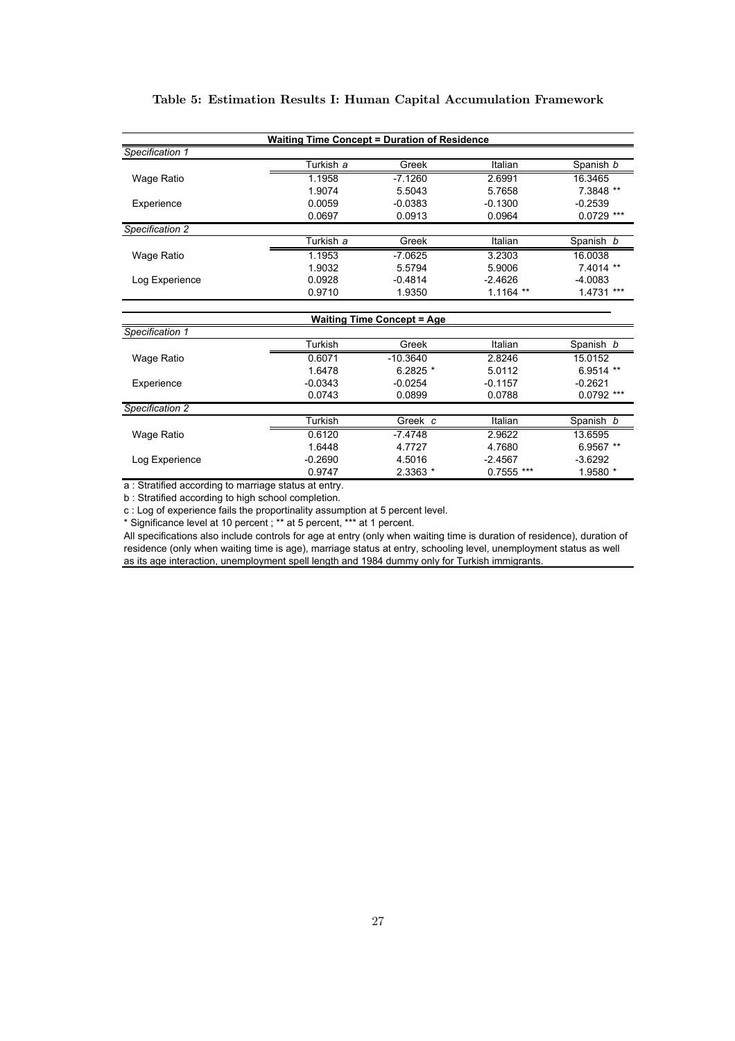**Table 5: Estimation Results I: Human Capital Accumulation Framework**

| **Waiting Time Concept = Duration of Residence** | | | | |
|---|---|---|---|---|
| *Specification 1* | | | | |
| | Turkish *a* | Greek | Italian | Spanish *b* |
| Wage Ratio | 1.1958 | -7.1260 | 2.6991 | 16.3465 |
| | 1.9074 | 5.5043 | 5.7658 | 7.3848 ** |
| Experience | 0.0059 | -0.0383 | -0.1300 | -0.2539 |
| | 0.0697 | 0.0913 | 0.0964 | 0.0729 *** |
| *Specification 2* | | | | |
| | Turkish *a* | Greek | Italian | Spanish *b* |
| Wage Ratio | 1.1953 | -7.0625 | 3.2303 | 16.0038 |
| | 1.9032 | 5.5794 | 5.9006 | 7.4014 ** |
| Log Experience | 0.0928 | -0.4814 | -2.4626 | -4.0083 |
| | 0.9710 | 1.9350 | 1.1164 ** | 1.4731 *** |

| **Waiting Time Concept = Age** | | | | |
|---|---|---|---|---|
| *Specification 1* | | | | |
| | Turkish | Greek | Italian | Spanish *b* |
| Wage Ratio | 0.6071 | -10.3640 | 2.8246 | 15.0152 |
| | 1.6478 | 6.2825 * | 5.0112 | 6.9514 ** |
| Experience | -0.0343 | -0.0254 | -0.1157 | -0.2621 |
| | 0.0743 | 0.0899 | 0.0788 | 0.0792 *** |
| *Specification 2* | | | | |
| | Turkish | Greek *c* | Italian | Spanish *b* |
| Wage Ratio | 0.6120 | -7.4748 | 2.9622 | 13.6595 |
| | 1.6448 | 4.7727 | 4.7680 | 6.9567 ** |
| Log Experience | -0.2690 | 4.5016 | -2.4567 | -3.6292 |
| | 0.9747 | 2.3363 * | 0.7555 *** | 1.9580 * |

a : Stratified according to marriage status at entry.

b : Stratified according to high school completion.

c : Log of experience fails the proportinality assumption at 5 percent level.

* Significance level at 10 percent ; ** at 5 percent, *** at 1 percent.

All specifications also include controls for age at entry (only when waiting time is duration of residence), duration of residence (only when waiting time is age), marriage status at entry, schooling level, unemployment status as well as its age interaction, unemployment spell length and 1984 dummy only for Turkish immigrants.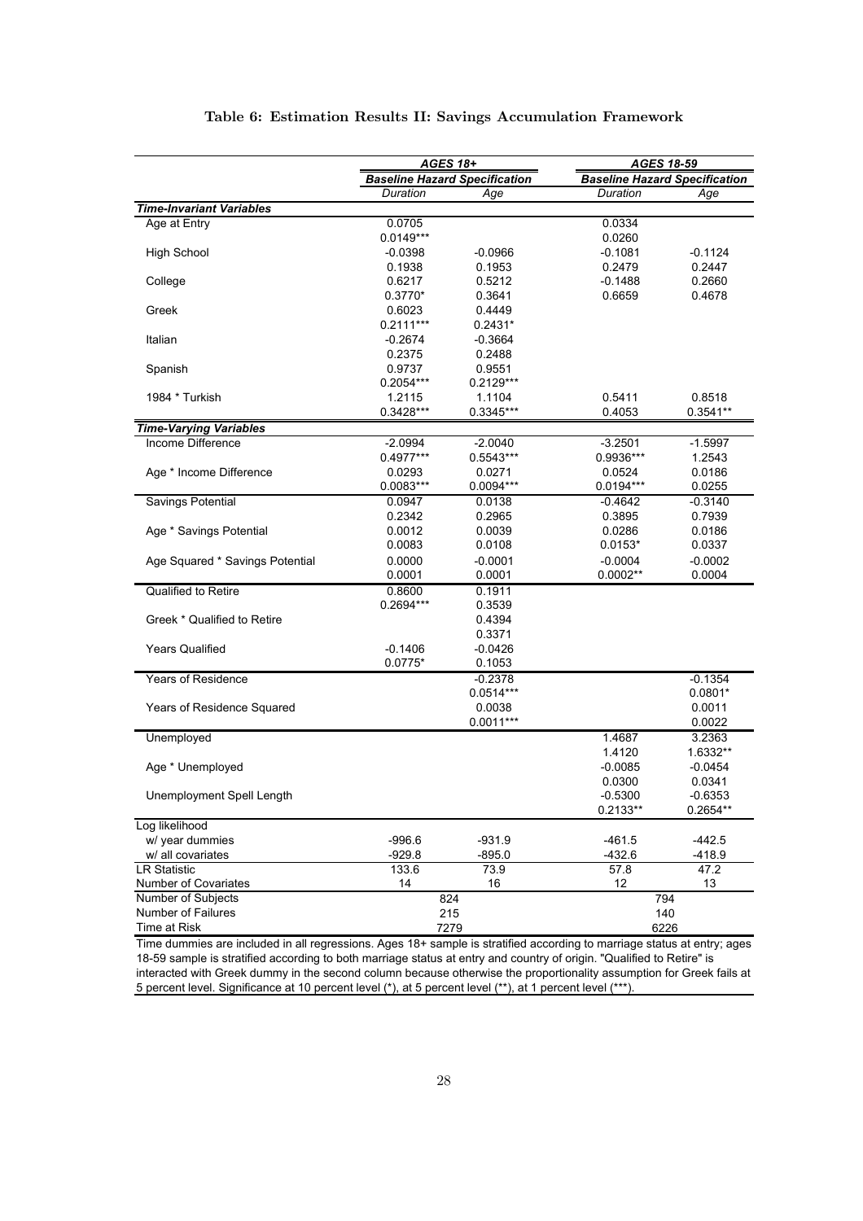**Table 6: Estimation Results II: Savings Accumulation Framework**

| | *AGES 18+* | | *AGES 18-59* | |
|---|---|---|---|---|
| | ***Baseline Hazard Specification*** | | ***Baseline Hazard Specification*** | |
| | *Duration* | *Age* | *Duration* | *Age* |
| ***Time-Invariant Variables*** | | | | |
| Age at Entry | 0.0705 | | 0.0334 | |
| | 0.0149*** | | 0.0260 | |
| High School | -0.0398 | -0.0966 | -0.1081 | -0.1124 |
| | 0.1938 | 0.1953 | 0.2479 | 0.2447 |
| College | 0.6217 | 0.5212 | -0.1488 | 0.2660 |
| | 0.3770* | 0.3641 | 0.6659 | 0.4678 |
| Greek | 0.6023 | 0.4449 | | |
| | 0.2111*** | 0.2431* | | |
| Italian | -0.2674 | -0.3664 | | |
| | 0.2375 | 0.2488 | | |
| Spanish | 0.9737 | 0.9551 | | |
| | 0.2054*** | 0.2129*** | | |
| 1984 * Turkish | 1.2115 | 1.1104 | 0.5411 | 0.8518 |
| | 0.3428*** | 0.3345*** | 0.4053 | 0.3541** |
| ***Time-Varying Variables*** | | | | |
| Income Difference | -2.0994 | -2.0040 | -3.2501 | -1.5997 |
| | 0.4977*** | 0.5543*** | 0.9936*** | 1.2543 |
| Age * Income Difference | 0.0293 | 0.0271 | 0.0524 | 0.0186 |
| | 0.0083*** | 0.0094*** | 0.0194*** | 0.0255 |
| Savings Potential | 0.0947 | 0.0138 | -0.4642 | -0.3140 |
| | 0.2342 | 0.2965 | 0.3895 | 0.7939 |
| Age * Savings Potential | 0.0012 | 0.0039 | 0.0286 | 0.0186 |
| | 0.0083 | 0.0108 | 0.0153* | 0.0337 |
| Age Squared * Savings Potential | 0.0000 | -0.0001 | -0.0004 | -0.0002 |
| | 0.0001 | 0.0001 | 0.0002** | 0.0004 |
| Qualified to Retire | 0.8600 | 0.1911 | | |
| | 0.2694*** | 0.3539 | | |
| Greek * Qualified to Retire | | 0.4394 | | |
| | | 0.3371 | | |
| Years Qualified | -0.1406 | -0.0426 | | |
| | 0.0775* | 0.1053 | | |
| Years of Residence | | -0.2378 | | -0.1354 |
| | | 0.0514*** | | 0.0801* |
| Years of Residence Squared | | 0.0038 | | 0.0011 |
| | | 0.0011*** | | 0.0022 |
| Unemployed | | | 1.4687 | 3.2363 |
| | | | 1.4120 | 1.6332** |
| Age * Unemployed | | | -0.0085 | -0.0454 |
| | | | 0.0300 | 0.0341 |
| Unemployment Spell Length | | | -0.5300 | -0.6353 |
| | | | 0.2133** | 0.2654** |
| Log likelihood | | | | |
| w/ year dummies | -996.6 | -931.9 | -461.5 | -442.5 |
| w/ all covariates | -929.8 | -895.0 | -432.6 | -418.9 |
| LR Statistic | 133.6 | 73.9 | 57.8 | 47.2 |
| Number of Covariates | 14 | 16 | 12 | 13 |
| Number of Subjects | 824 | | 794 | |
| Number of Failures | 215 | | 140 | |
| Time at Risk | 7279 | | 6226 | |

Time dummies are included in all regressions. Ages 18+ sample is stratified according to marriage status at entry; ages 18-59 sample is stratified according to both marriage status at entry and country of origin. "Qualified to Retire" is interacted with Greek dummy in the second column because otherwise the proportionality assumption for Greek fails at 5 percent level. Significance at 10 percent level (*), at 5 percent level (**), at 1 percent level (***).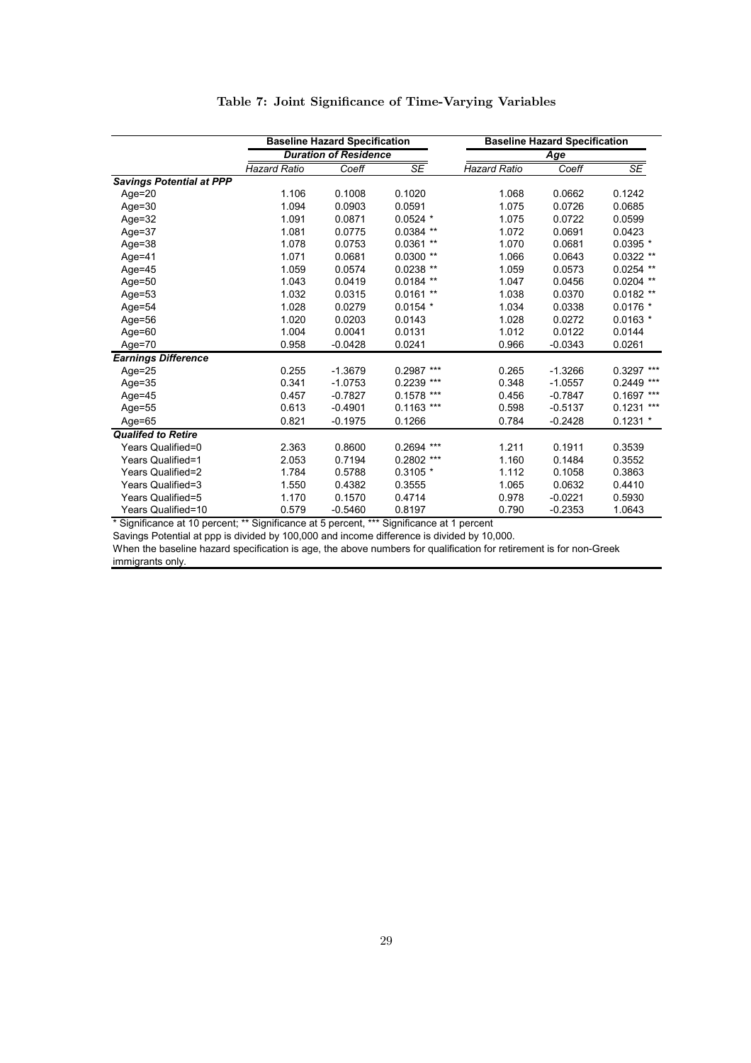**Table 7: Joint Significance of Time-Varying Variables**

| | Baseline Hazard Specification | | | Baseline Hazard Specification | | |
|---|---|---|---|---|---|---|
| | *Duration of Residence* | | | *Age* | | |
| | *Hazard Ratio* | *Coeff* | *SE* | *Hazard Ratio* | *Coeff* | *SE* |
| ***Savings Potential at PPP*** | | | | | | |
| Age=20 | 1.106 | 0.1008 | 0.1020 | 1.068 | 0.0662 | 0.1242 |
| Age=30 | 1.094 | 0.0903 | 0.0591 | 1.075 | 0.0726 | 0.0685 |
| Age=32 | 1.091 | 0.0871 | 0.0524 * | 1.075 | 0.0722 | 0.0599 |
| Age=37 | 1.081 | 0.0775 | 0.0384 ** | 1.072 | 0.0691 | 0.0423 |
| Age=38 | 1.078 | 0.0753 | 0.0361 ** | 1.070 | 0.0681 | 0.0395 * |
| Age=41 | 1.071 | 0.0681 | 0.0300 ** | 1.066 | 0.0643 | 0.0322 ** |
| Age=45 | 1.059 | 0.0574 | 0.0238 ** | 1.059 | 0.0573 | 0.0254 ** |
| Age=50 | 1.043 | 0.0419 | 0.0184 ** | 1.047 | 0.0456 | 0.0204 ** |
| Age=53 | 1.032 | 0.0315 | 0.0161 ** | 1.038 | 0.0370 | 0.0182 ** |
| Age=54 | 1.028 | 0.0279 | 0.0154 * | 1.034 | 0.0338 | 0.0176 * |
| Age=56 | 1.020 | 0.0203 | 0.0143 | 1.028 | 0.0272 | 0.0163 * |
| Age=60 | 1.004 | 0.0041 | 0.0131 | 1.012 | 0.0122 | 0.0144 |
| Age=70 | 0.958 | -0.0428 | 0.0241 | 0.966 | -0.0343 | 0.0261 |
| ***Earnings Difference*** | | | | | | |
| Age=25 | 0.255 | -1.3679 | 0.2987 *** | 0.265 | -1.3266 | 0.3297 *** |
| Age=35 | 0.341 | -1.0753 | 0.2239 *** | 0.348 | -1.0557 | 0.2449 *** |
| Age=45 | 0.457 | -0.7827 | 0.1578 *** | 0.456 | -0.7847 | 0.1697 *** |
| Age=55 | 0.613 | -0.4901 | 0.1163 *** | 0.598 | -0.5137 | 0.1231 *** |
| Age=65 | 0.821 | -0.1975 | 0.1266 | 0.784 | -0.2428 | 0.1231 * |
| ***Qualifed to Retire*** | | | | | | |
| Years Qualified=0 | 2.363 | 0.8600 | 0.2694 *** | 1.211 | 0.1911 | 0.3539 |
| Years Qualified=1 | 2.053 | 0.7194 | 0.2802 *** | 1.160 | 0.1484 | 0.3552 |
| Years Qualified=2 | 1.784 | 0.5788 | 0.3105 * | 1.112 | 0.1058 | 0.3863 |
| Years Qualified=3 | 1.550 | 0.4382 | 0.3555 | 1.065 | 0.0632 | 0.4410 |
| Years Qualified=5 | 1.170 | 0.1570 | 0.4714 | 0.978 | -0.0221 | 0.5930 |
| Years Qualified=10 | 0.579 | -0.5460 | 0.8197 | 0.790 | -0.2353 | 1.0643 |

\* Significance at 10 percent; ** Significance at 5 percent, *** Significance at 1 percent

Savings Potential at ppp is divided by 100,000 and income difference is divided by 10,000.

When the baseline hazard specification is age, the above numbers for qualification for retirement is for non-Greek immigrants only.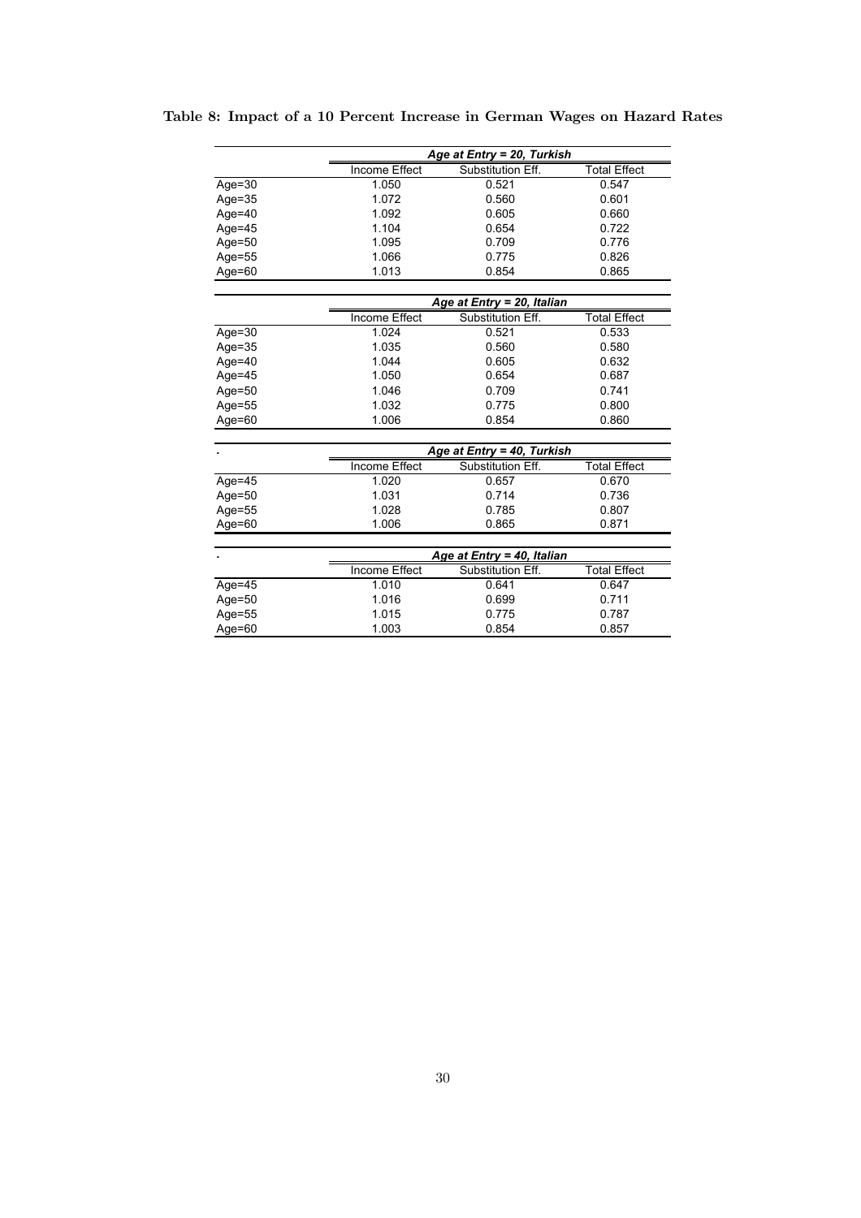**Table 8: Impact of a 10 Percent Increase in German Wages on Hazard Rates**

| | *Age at Entry = 20, Turkish* | | |
|---|---|---|---|
| | Income Effect | Substitution Eff. | Total Effect |
| Age=30 | 1.050 | 0.521 | 0.547 |
| Age=35 | 1.072 | 0.560 | 0.601 |
| Age=40 | 1.092 | 0.605 | 0.660 |
| Age=45 | 1.104 | 0.654 | 0.722 |
| Age=50 | 1.095 | 0.709 | 0.776 |
| Age=55 | 1.066 | 0.775 | 0.826 |
| Age=60 | 1.013 | 0.854 | 0.865 |

| | *Age at Entry = 20, Italian* | | |
|---|---|---|---|
| | Income Effect | Substitution Eff. | Total Effect |
| Age=30 | 1.024 | 0.521 | 0.533 |
| Age=35 | 1.035 | 0.560 | 0.580 |
| Age=40 | 1.044 | 0.605 | 0.632 |
| Age=45 | 1.050 | 0.654 | 0.687 |
| Age=50 | 1.046 | 0.709 | 0.741 |
| Age=55 | 1.032 | 0.775 | 0.800 |
| Age=60 | 1.006 | 0.854 | 0.860 |

| . | *Age at Entry = 40, Turkish* | | |
|---|---|---|---|
| | Income Effect | Substitution Eff. | Total Effect |
| Age=45 | 1.020 | 0.657 | 0.670 |
| Age=50 | 1.031 | 0.714 | 0.736 |
| Age=55 | 1.028 | 0.785 | 0.807 |
| Age=60 | 1.006 | 0.865 | 0.871 |

| . | *Age at Entry = 40, Italian* | | |
|---|---|---|---|
| | Income Effect | Substitution Eff. | Total Effect |
| Age=45 | 1.010 | 0.641 | 0.647 |
| Age=50 | 1.016 | 0.699 | 0.711 |
| Age=55 | 1.015 | 0.775 | 0.787 |
| Age=60 | 1.003 | 0.854 | 0.857 |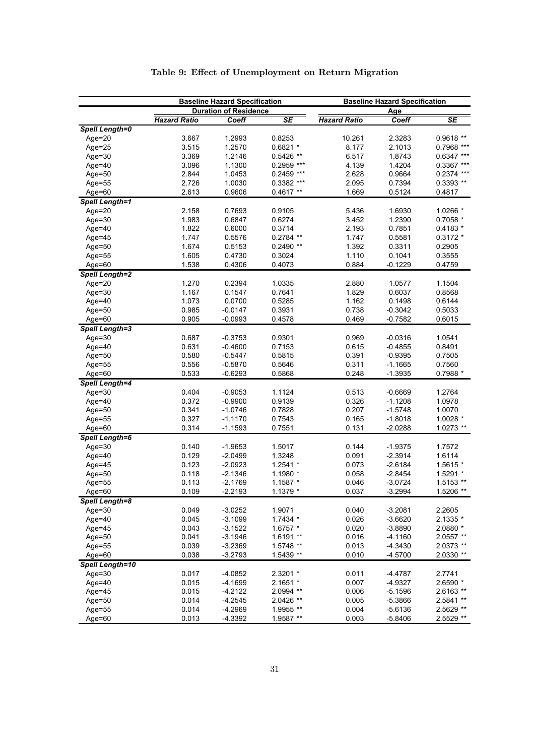# Table 9: Effect of Unemployment on Return Migration

| | Baseline Hazard Specification | | | Baseline Hazard Specification | | |
|---|---|---|---|---|---|---|
| | Duration of Residence | | | Age | | |
| | *Hazard Ratio* | *Coeff* | *SE* | *Hazard Ratio* | *Coeff* | *SE* |
| ***Spell Length=0*** | | | | | | |
| Age=20 | 3.667 | 1.2993 | 0.8253 | 10.261 | 2.3283 | 0.9618 ** |
| Age=25 | 3.515 | 1.2570 | 0.6821 * | 8.177 | 2.1013 | 0.7968 *** |
| Age=30 | 3.369 | 1.2146 | 0.5426 ** | 6.517 | 1.8743 | 0.6347 *** |
| Age=40 | 3.096 | 1.1300 | 0.2959 *** | 4.139 | 1.4204 | 0.3367 *** |
| Age=50 | 2.844 | 1.0453 | 0.2459 *** | 2.628 | 0.9664 | 0.2374 *** |
| Age=55 | 2.726 | 1.0030 | 0.3382 *** | 2.095 | 0.7394 | 0.3393 ** |
| Age=60 | 2.613 | 0.9606 | 0.4617 ** | 1.669 | 0.5124 | 0.4817 |
| ***Spell Length=1*** | | | | | | |
| Age=20 | 2.158 | 0.7693 | 0.9105 | 5.436 | 1.6930 | 1.0266 * |
| Age=30 | 1.983 | 0.6847 | 0.6274 | 3.452 | 1.2390 | 0.7058 * |
| Age=40 | 1.822 | 0.6000 | 0.3714 | 2.193 | 0.7851 | 0.4183 * |
| Age=45 | 1.747 | 0.5576 | 0.2784 ** | 1.747 | 0.5581 | 0.3172 * |
| Age=50 | 1.674 | 0.5153 | 0.2490 ** | 1.392 | 0.3311 | 0.2905 |
| Age=55 | 1.605 | 0.4730 | 0.3024 | 1.110 | 0.1041 | 0.3555 |
| Age=60 | 1.538 | 0.4306 | 0.4073 | 0.884 | -0.1229 | 0.4759 |
| ***Spell Length=2*** | | | | | | |
| Age=20 | 1.270 | 0.2394 | 1.0335 | 2.880 | 1.0577 | 1.1504 |
| Age=30 | 1.167 | 0.1547 | 0.7641 | 1.829 | 0.6037 | 0.8568 |
| Age=40 | 1.073 | 0.0700 | 0.5285 | 1.162 | 0.1498 | 0.6144 |
| Age=50 | 0.985 | -0.0147 | 0.3931 | 0.738 | -0.3042 | 0.5033 |
| Age=60 | 0.905 | -0.0993 | 0.4578 | 0.469 | -0.7582 | 0.6015 |
| ***Spell Length=3*** | | | | | | |
| Age=30 | 0.687 | -0.3753 | 0.9301 | 0.969 | -0.0316 | 1.0541 |
| Age=40 | 0.631 | -0.4600 | 0.7153 | 0.615 | -0.4855 | 0.8491 |
| Age=50 | 0.580 | -0.5447 | 0.5815 | 0.391 | -0.9395 | 0.7505 |
| Age=55 | 0.556 | -0.5870 | 0.5646 | 0.311 | -1.1665 | 0.7560 |
| Age=60 | 0.533 | -0.6293 | 0.5868 | 0.248 | -1.3935 | 0.7988 * |
| ***Spell Length=4*** | | | | | | |
| Age=30 | 0.404 | -0.9053 | 1.1124 | 0.513 | -0.6669 | 1.2764 |
| Age=40 | 0.372 | -0.9900 | 0.9139 | 0.326 | -1.1208 | 1.0978 |
| Age=50 | 0.341 | -1.0746 | 0.7828 | 0.207 | -1.5748 | 1.0070 |
| Age=55 | 0.327 | -1.1170 | 0.7543 | 0.165 | -1.8018 | 1.0028 * |
| Age=60 | 0.314 | -1.1593 | 0.7551 | 0.131 | -2.0288 | 1.0273 ** |
| ***Spell Length=6*** | | | | | | |
| Age=30 | 0.140 | -1.9653 | 1.5017 | 0.144 | -1.9375 | 1.7572 |
| Age=40 | 0.129 | -2.0499 | 1.3248 | 0.091 | -2.3914 | 1.6114 |
| Age=45 | 0.123 | -2.0923 | 1.2541 * | 0.073 | -2.6184 | 1.5615 * |
| Age=50 | 0.118 | -2.1346 | 1.1980 * | 0.058 | -2.8454 | 1.5291 * |
| Age=55 | 0.113 | -2.1769 | 1.1587 * | 0.046 | -3.0724 | 1.5153 ** |
| Age=60 | 0.109 | -2.2193 | 1.1379 * | 0.037 | -3.2994 | 1.5206 ** |
| ***Spell Length=8*** | | | | | | |
| Age=30 | 0.049 | -3.0252 | 1.9071 | 0.040 | -3.2081 | 2.2605 |
| Age=40 | 0.045 | -3.1099 | 1.7434 * | 0.026 | -3.6620 | 2.1335 * |
| Age=45 | 0.043 | -3.1522 | 1.6757 * | 0.020 | -3.8890 | 2.0880 * |
| Age=50 | 0.041 | -3.1946 | 1.6191 ** | 0.016 | -4.1160 | 2.0557 ** |
| Age=55 | 0.039 | -3.2369 | 1.5748 ** | 0.013 | -4.3430 | 2.0373 ** |
| Age=60 | 0.038 | -3.2793 | 1.5439 ** | 0.010 | -4.5700 | 2.0330 ** |
| ***Spell Length=10*** | | | | | | |
| Age=30 | 0.017 | -4.0852 | 2.3201 * | 0.011 | -4.4787 | 2.7741 |
| Age=40 | 0.015 | -4.1699 | 2.1651 * | 0.007 | -4.9327 | 2.6590 * |
| Age=45 | 0.015 | -4.2122 | 2.0994 ** | 0.006 | -5.1596 | 2.6163 ** |
| Age=50 | 0.014 | -4.2545 | 2.0426 ** | 0.005 | -5.3866 | 2.5841 ** |
| Age=55 | 0.014 | -4.2969 | 1.9955 ** | 0.004 | -5.6136 | 2.5629 ** |
| Age=60 | 0.013 | -4.3392 | 1.9587 ** | 0.003 | -5.8406 | 2.5529 ** |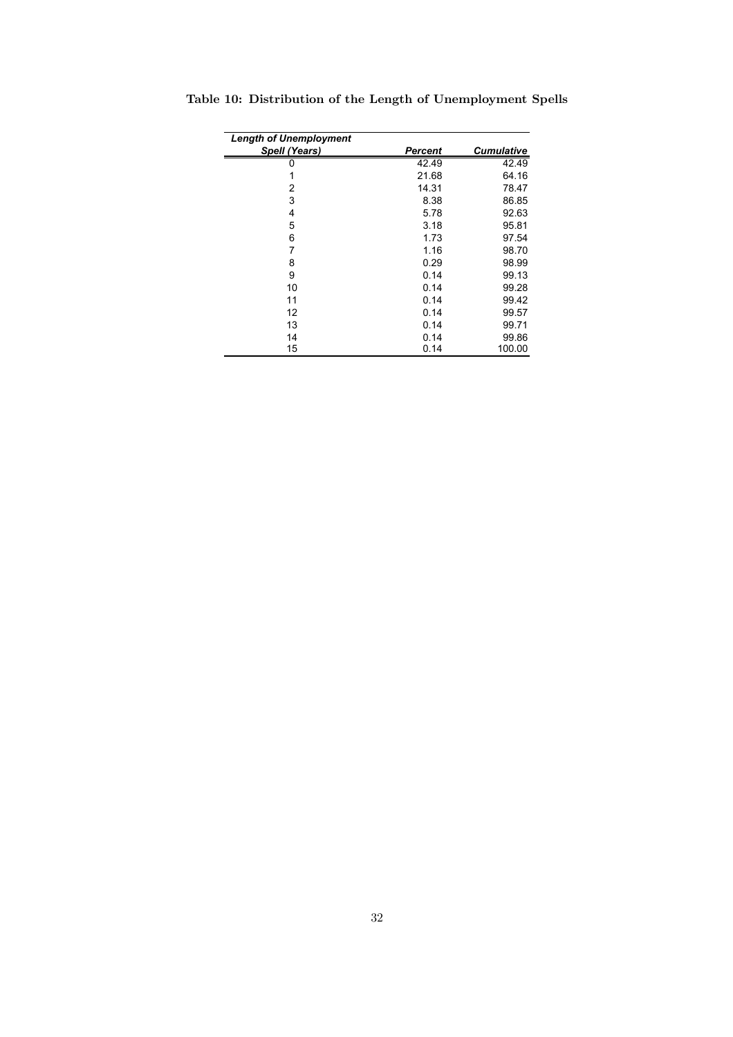**Table 10: Distribution of the Length of Unemployment Spells**

| *Length of Unemployment Spell (Years)* | *Percent* | *Cumulative* |
|---|---|---|
| 0 | 42.49 | 42.49 |
| 1 | 21.68 | 64.16 |
| 2 | 14.31 | 78.47 |
| 3 | 8.38 | 86.85 |
| 4 | 5.78 | 92.63 |
| 5 | 3.18 | 95.81 |
| 6 | 1.73 | 97.54 |
| 7 | 1.16 | 98.70 |
| 8 | 0.29 | 98.99 |
| 9 | 0.14 | 99.13 |
| 10 | 0.14 | 99.28 |
| 11 | 0.14 | 99.42 |
| 12 | 0.14 | 99.57 |
| 13 | 0.14 | 99.71 |
| 14 | 0.14 | 99.86 |
| 15 | 0.14 | 100.00 |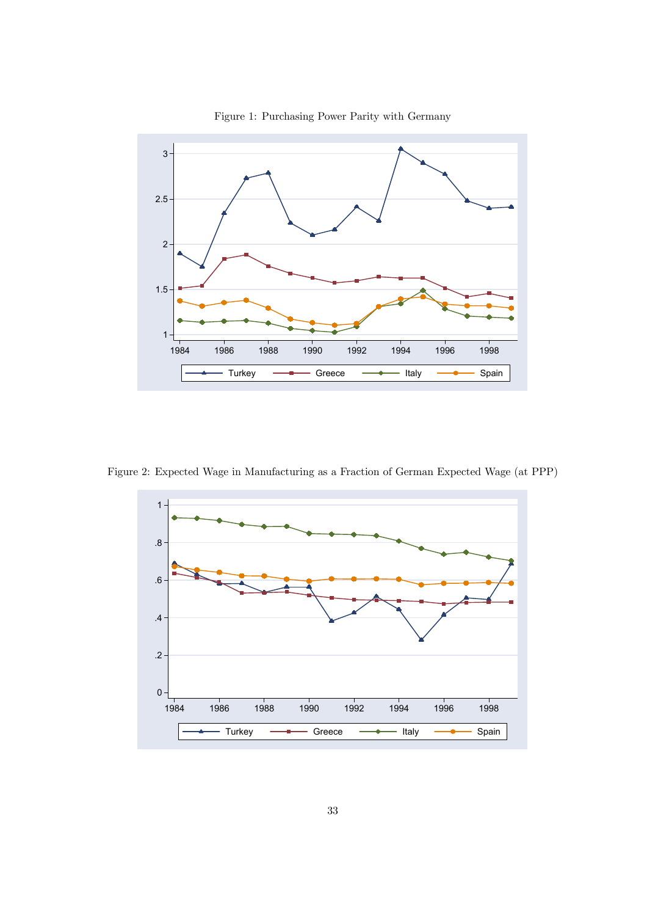Figure 1: Purchasing Power Parity with Germany

Figure 2: Expected Wage in Manufacturing as a Fraction of German Expected Wage (at PPP)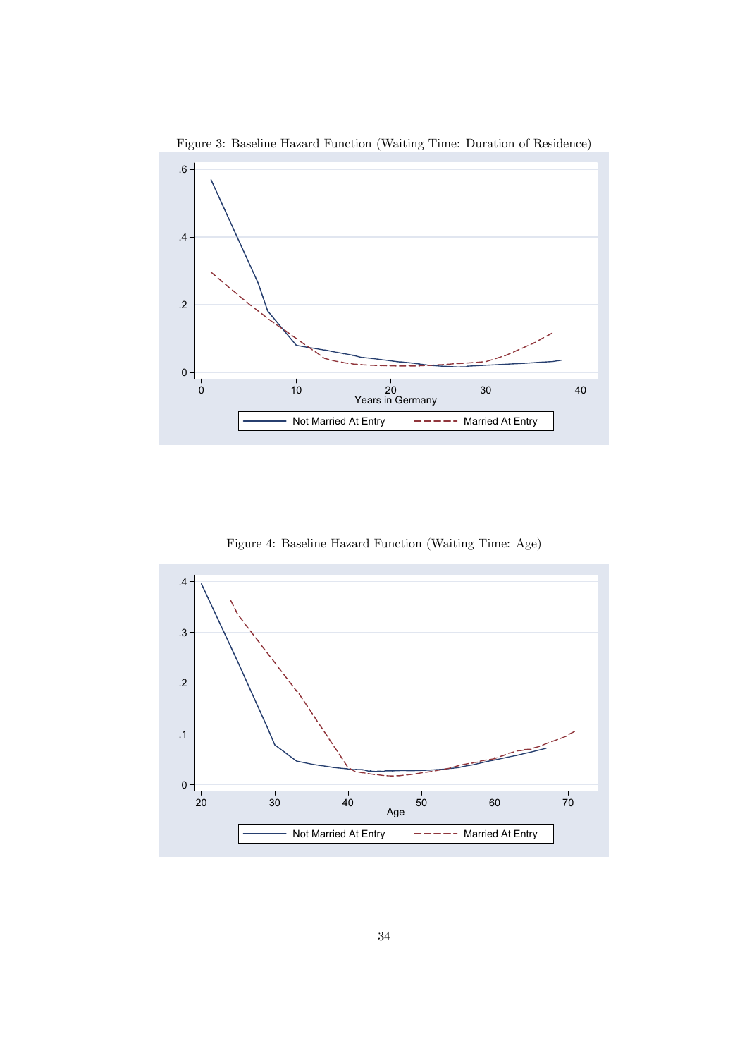Figure 3: Baseline Hazard Function (Waiting Time: Duration of Residence)

.6
.4
.2
0
0
10
20
30
40
Years in Germany

Not Married At Entry
Married At Entry

Figure 4: Baseline Hazard Function (Waiting Time: Age)

.4
.3
.2
.1
0
20
30
40
50
60
70
Age

Not Married At Entry
Married At Entry